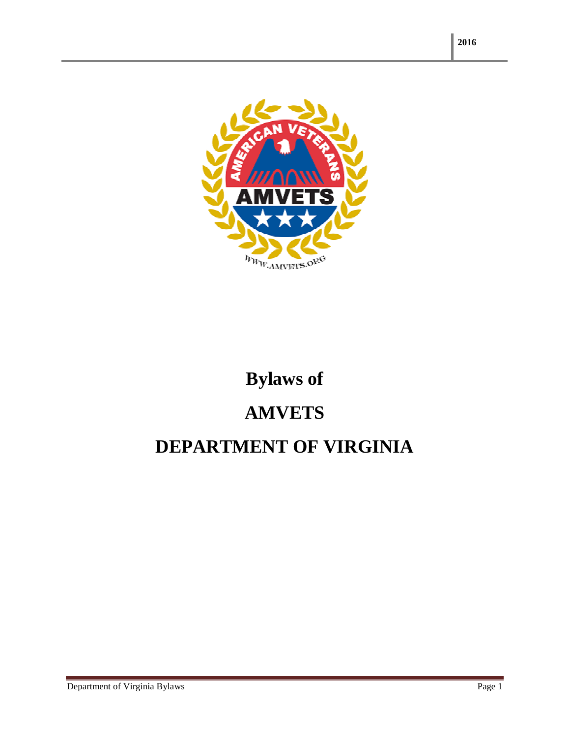2016

# Bylaws of

# AMVETS

# DEPARTMENT OF VIRGINIA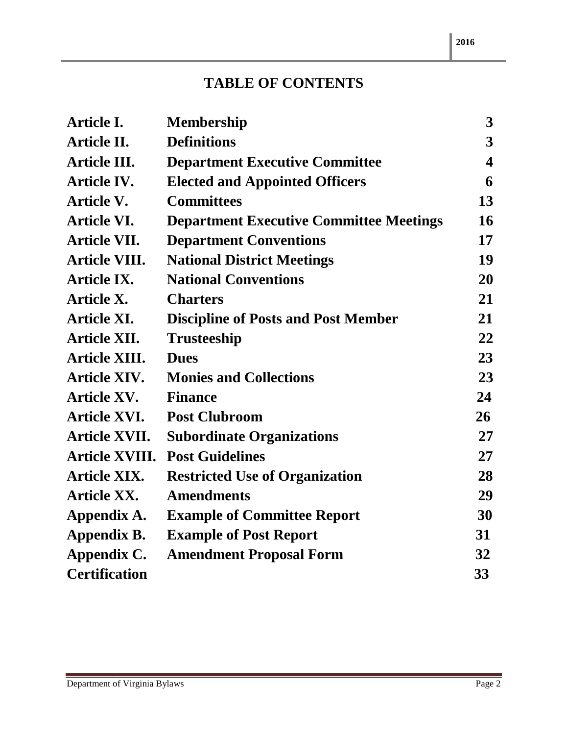# TABLE OF CONTENTS

| | | |
|---|---|---|
| **Article I.** | **Membership** | **3** |
| **Article II.** | **Definitions** | **3** |
| **Article III.** | **Department Executive Committee** | **4** |
| **Article IV.** | **Elected and Appointed Officers** | **6** |
| **Article V.** | **Committees** | **13** |
| **Article VI.** | **Department Executive Committee Meetings** | **16** |
| **Article VII.** | **Department Conventions** | **17** |
| **Article VIII.** | **National District Meetings** | **19** |
| **Article IX.** | **National Conventions** | **20** |
| **Article X.** | **Charters** | **21** |
| **Article XI.** | **Discipline of Posts and Post Member** | **21** |
| **Article XII.** | **Trusteeship** | **22** |
| **Article XIII.** | **Dues** | **23** |
| **Article XIV.** | **Monies and Collections** | **23** |
| **Article XV.** | **Finance** | **24** |
| **Article XVI.** | **Post Clubroom** | **26** |
| **Article XVII.** | **Subordinate Organizations** | **27** |
| **Article XVIII.** | **Post Guidelines** | **27** |
| **Article XIX.** | **Restricted Use of Organization** | **28** |
| **Article XX.** | **Amendments** | **29** |
| **Appendix A.** | **Example of Committee Report** | **30** |
| **Appendix B.** | **Example of Post Report** | **31** |
| **Appendix C.** | **Amendment Proposal Form** | **32** |
| **Certification** | | **33** |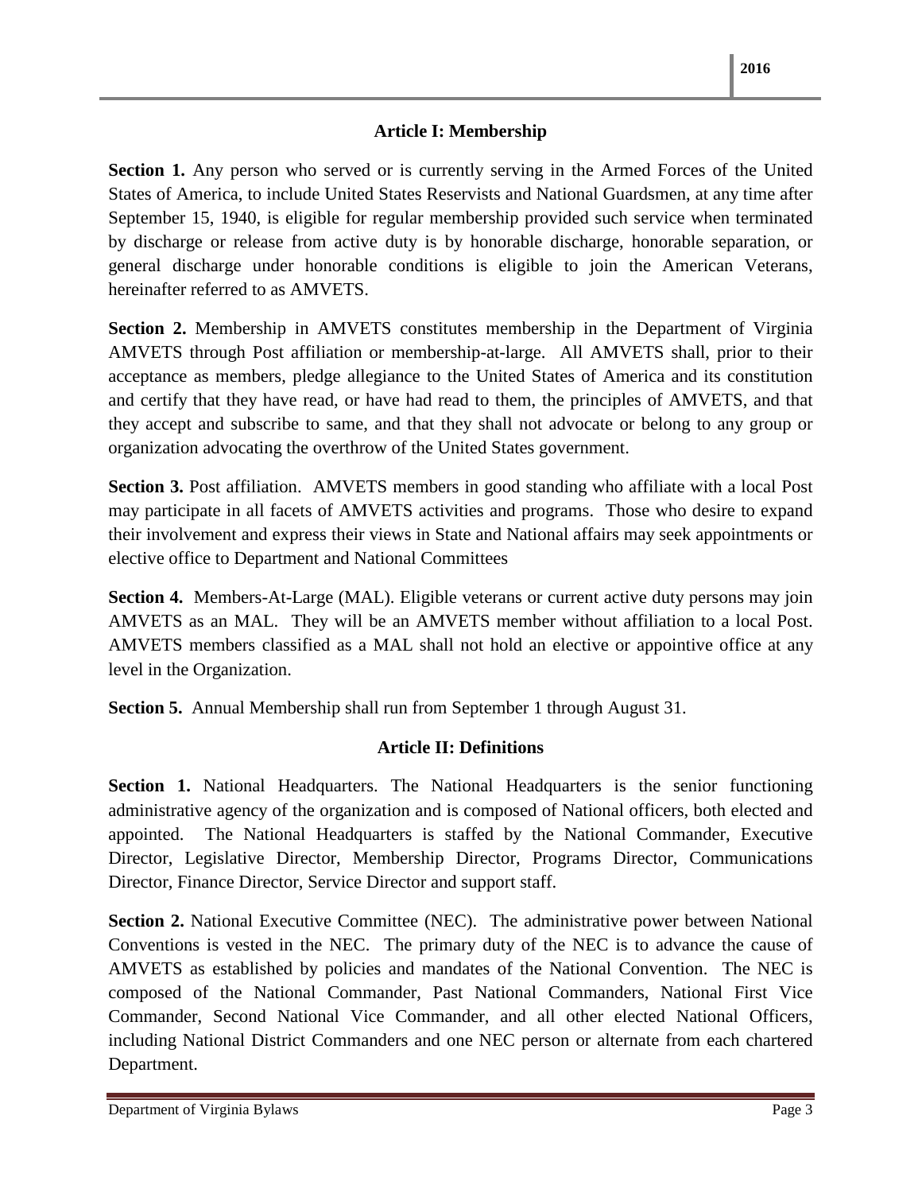## Article I: Membership

**Section 1.** Any person who served or is currently serving in the Armed Forces of the United States of America, to include United States Reservists and National Guardsmen, at any time after September 15, 1940, is eligible for regular membership provided such service when terminated by discharge or release from active duty is by honorable discharge, honorable separation, or general discharge under honorable conditions is eligible to join the American Veterans, hereinafter referred to as AMVETS.

**Section 2.** Membership in AMVETS constitutes membership in the Department of Virginia AMVETS through Post affiliation or membership-at-large. All AMVETS shall, prior to their acceptance as members, pledge allegiance to the United States of America and its constitution and certify that they have read, or have had read to them, the principles of AMVETS, and that they accept and subscribe to same, and that they shall not advocate or belong to any group or organization advocating the overthrow of the United States government.

**Section 3.** Post affiliation. AMVETS members in good standing who affiliate with a local Post may participate in all facets of AMVETS activities and programs. Those who desire to expand their involvement and express their views in State and National affairs may seek appointments or elective office to Department and National Committees

**Section 4.** Members-At-Large (MAL). Eligible veterans or current active duty persons may join AMVETS as an MAL. They will be an AMVETS member without affiliation to a local Post. AMVETS members classified as a MAL shall not hold an elective or appointive office at any level in the Organization.

**Section 5.** Annual Membership shall run from September 1 through August 31.

## Article II: Definitions

**Section 1.** National Headquarters. The National Headquarters is the senior functioning administrative agency of the organization and is composed of National officers, both elected and appointed. The National Headquarters is staffed by the National Commander, Executive Director, Legislative Director, Membership Director, Programs Director, Communications Director, Finance Director, Service Director and support staff.

**Section 2.** National Executive Committee (NEC). The administrative power between National Conventions is vested in the NEC. The primary duty of the NEC is to advance the cause of AMVETS as established by policies and mandates of the National Convention. The NEC is composed of the National Commander, Past National Commanders, National First Vice Commander, Second National Vice Commander, and all other elected National Officers, including National District Commanders and one NEC person or alternate from each chartered Department.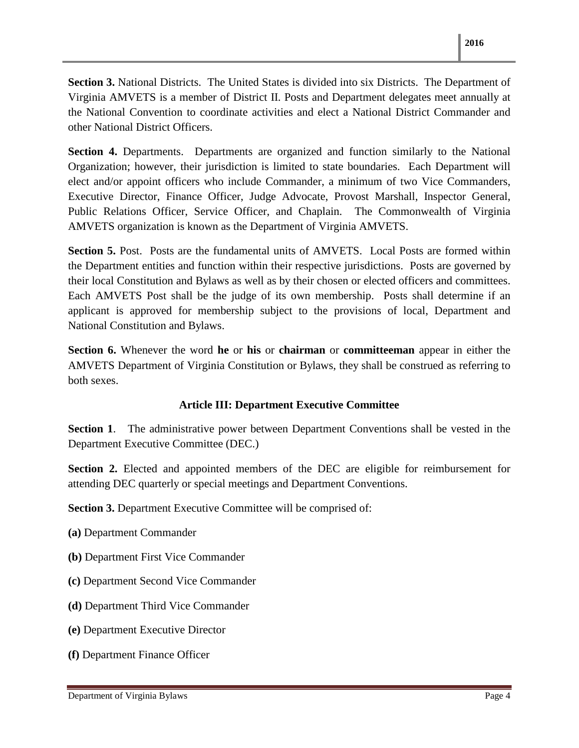**Section 3.** National Districts. The United States is divided into six Districts. The Department of Virginia AMVETS is a member of District II. Posts and Department delegates meet annually at the National Convention to coordinate activities and elect a National District Commander and other National District Officers.

**Section 4.** Departments. Departments are organized and function similarly to the National Organization; however, their jurisdiction is limited to state boundaries. Each Department will elect and/or appoint officers who include Commander, a minimum of two Vice Commanders, Executive Director, Finance Officer, Judge Advocate, Provost Marshall, Inspector General, Public Relations Officer, Service Officer, and Chaplain. The Commonwealth of Virginia AMVETS organization is known as the Department of Virginia AMVETS.

**Section 5.** Post. Posts are the fundamental units of AMVETS. Local Posts are formed within the Department entities and function within their respective jurisdictions. Posts are governed by their local Constitution and Bylaws as well as by their chosen or elected officers and committees. Each AMVETS Post shall be the judge of its own membership. Posts shall determine if an applicant is approved for membership subject to the provisions of local, Department and National Constitution and Bylaws.

**Section 6.** Whenever the word **he** or **his** or **chairman** or **committeeman** appear in either the AMVETS Department of Virginia Constitution or Bylaws, they shall be construed as referring to both sexes.

## Article III: Department Executive Committee

**Section 1**. The administrative power between Department Conventions shall be vested in the Department Executive Committee (DEC.)

**Section 2.** Elected and appointed members of the DEC are eligible for reimbursement for attending DEC quarterly or special meetings and Department Conventions.

**Section 3.** Department Executive Committee will be comprised of:

**(a)** Department Commander

**(b)** Department First Vice Commander

**(c)** Department Second Vice Commander

**(d)** Department Third Vice Commander

**(e)** Department Executive Director

**(f)** Department Finance Officer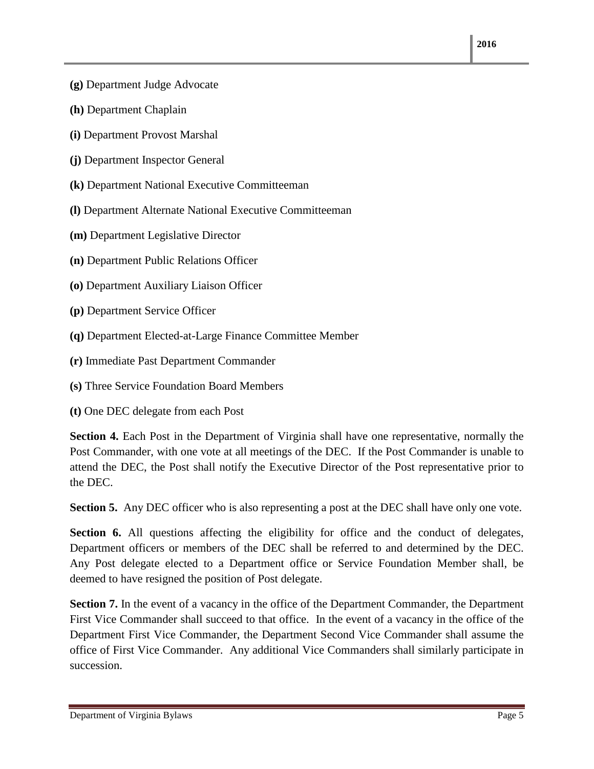**(g)** Department Judge Advocate

**(h)** Department Chaplain

**(i)** Department Provost Marshal

**(j)** Department Inspector General

**(k)** Department National Executive Committeeman

**(l)** Department Alternate National Executive Committeeman

**(m)** Department Legislative Director

**(n)** Department Public Relations Officer

**(o)** Department Auxiliary Liaison Officer

**(p)** Department Service Officer

**(q)** Department Elected-at-Large Finance Committee Member

**(r)** Immediate Past Department Commander

**(s)** Three Service Foundation Board Members

**(t)** One DEC delegate from each Post

**Section 4.** Each Post in the Department of Virginia shall have one representative, normally the Post Commander, with one vote at all meetings of the DEC. If the Post Commander is unable to attend the DEC, the Post shall notify the Executive Director of the Post representative prior to the DEC.

**Section 5.** Any DEC officer who is also representing a post at the DEC shall have only one vote.

**Section 6.** All questions affecting the eligibility for office and the conduct of delegates, Department officers or members of the DEC shall be referred to and determined by the DEC. Any Post delegate elected to a Department office or Service Foundation Member shall, be deemed to have resigned the position of Post delegate.

**Section 7.** In the event of a vacancy in the office of the Department Commander, the Department First Vice Commander shall succeed to that office. In the event of a vacancy in the office of the Department First Vice Commander, the Department Second Vice Commander shall assume the office of First Vice Commander. Any additional Vice Commanders shall similarly participate in succession.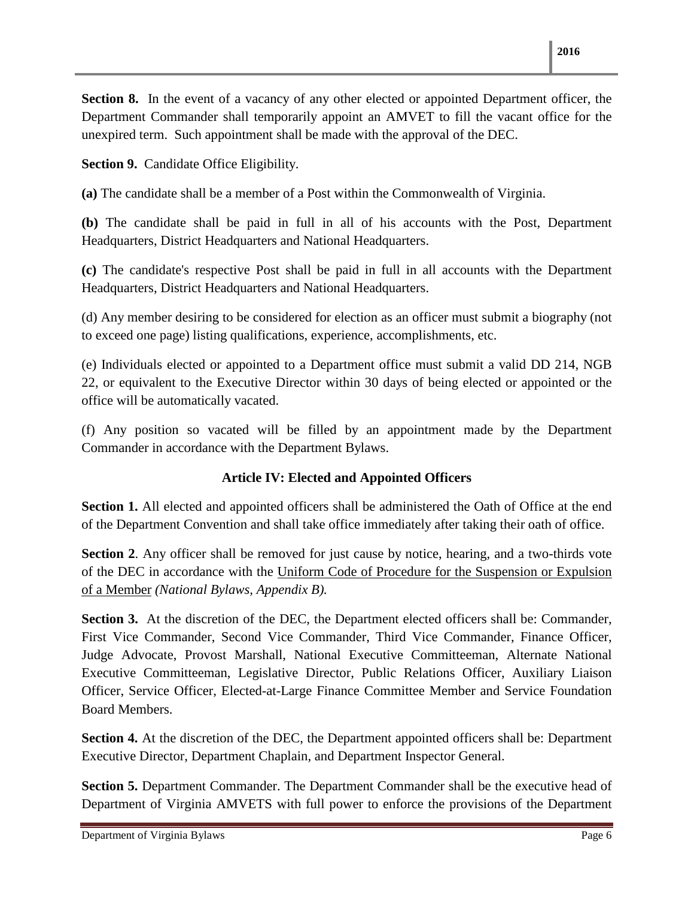**Section 8.** In the event of a vacancy of any other elected or appointed Department officer, the Department Commander shall temporarily appoint an AMVET to fill the vacant office for the unexpired term. Such appointment shall be made with the approval of the DEC.

**Section 9.** Candidate Office Eligibility.

**(a)** The candidate shall be a member of a Post within the Commonwealth of Virginia.

**(b)** The candidate shall be paid in full in all of his accounts with the Post, Department Headquarters, District Headquarters and National Headquarters.

**(c)** The candidate's respective Post shall be paid in full in all accounts with the Department Headquarters, District Headquarters and National Headquarters.

(d) Any member desiring to be considered for election as an officer must submit a biography (not to exceed one page) listing qualifications, experience, accomplishments, etc.

(e) Individuals elected or appointed to a Department office must submit a valid DD 214, NGB 22, or equivalent to the Executive Director within 30 days of being elected or appointed or the office will be automatically vacated.

(f) Any position so vacated will be filled by an appointment made by the Department Commander in accordance with the Department Bylaws.

## Article IV: Elected and Appointed Officers

**Section 1.** All elected and appointed officers shall be administered the Oath of Office at the end of the Department Convention and shall take office immediately after taking their oath of office.

**Section 2**. Any officer shall be removed for just cause by notice, hearing, and a two-thirds vote of the DEC in accordance with the Uniform Code of Procedure for the Suspension or Expulsion of a Member *(National Bylaws, Appendix B).*

**Section 3.** At the discretion of the DEC, the Department elected officers shall be: Commander, First Vice Commander, Second Vice Commander, Third Vice Commander, Finance Officer, Judge Advocate, Provost Marshall, National Executive Committeeman, Alternate National Executive Committeeman, Legislative Director, Public Relations Officer, Auxiliary Liaison Officer, Service Officer, Elected-at-Large Finance Committee Member and Service Foundation Board Members.

**Section 4.** At the discretion of the DEC, the Department appointed officers shall be: Department Executive Director, Department Chaplain, and Department Inspector General.

**Section 5.** Department Commander. The Department Commander shall be the executive head of Department of Virginia AMVETS with full power to enforce the provisions of the Department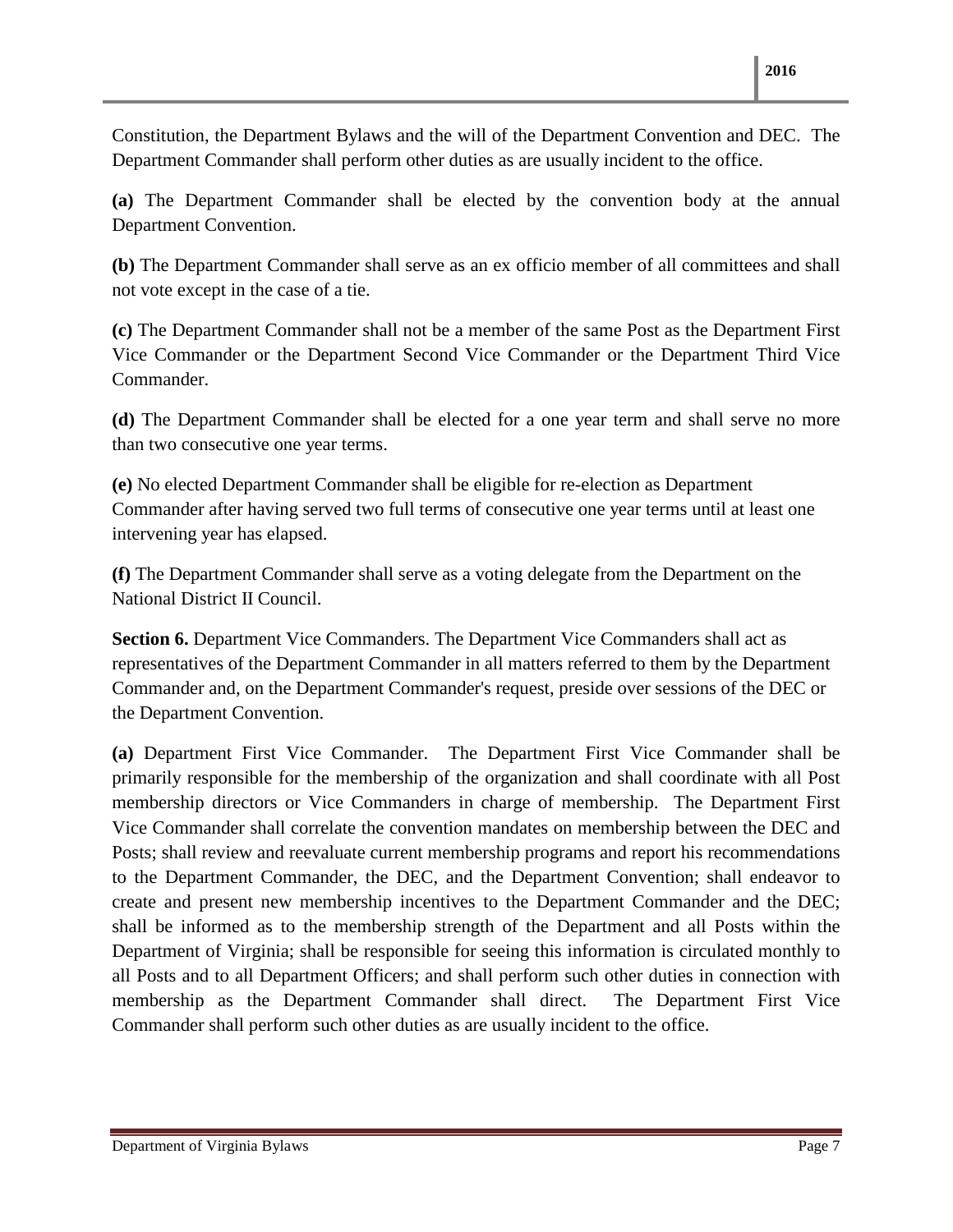Constitution, the Department Bylaws and the will of the Department Convention and DEC. The Department Commander shall perform other duties as are usually incident to the office.

**(a)** The Department Commander shall be elected by the convention body at the annual Department Convention.

**(b)** The Department Commander shall serve as an ex officio member of all committees and shall not vote except in the case of a tie.

**(c)** The Department Commander shall not be a member of the same Post as the Department First Vice Commander or the Department Second Vice Commander or the Department Third Vice Commander.

**(d)** The Department Commander shall be elected for a one year term and shall serve no more than two consecutive one year terms.

**(e)** No elected Department Commander shall be eligible for re-election as Department Commander after having served two full terms of consecutive one year terms until at least one intervening year has elapsed.

**(f)** The Department Commander shall serve as a voting delegate from the Department on the National District II Council.

**Section 6.** Department Vice Commanders. The Department Vice Commanders shall act as representatives of the Department Commander in all matters referred to them by the Department Commander and, on the Department Commander's request, preside over sessions of the DEC or the Department Convention.

**(a)** Department First Vice Commander. The Department First Vice Commander shall be primarily responsible for the membership of the organization and shall coordinate with all Post membership directors or Vice Commanders in charge of membership. The Department First Vice Commander shall correlate the convention mandates on membership between the DEC and Posts; shall review and reevaluate current membership programs and report his recommendations to the Department Commander, the DEC, and the Department Convention; shall endeavor to create and present new membership incentives to the Department Commander and the DEC; shall be informed as to the membership strength of the Department and all Posts within the Department of Virginia; shall be responsible for seeing this information is circulated monthly to all Posts and to all Department Officers; and shall perform such other duties in connection with membership as the Department Commander shall direct. The Department First Vice Commander shall perform such other duties as are usually incident to the office.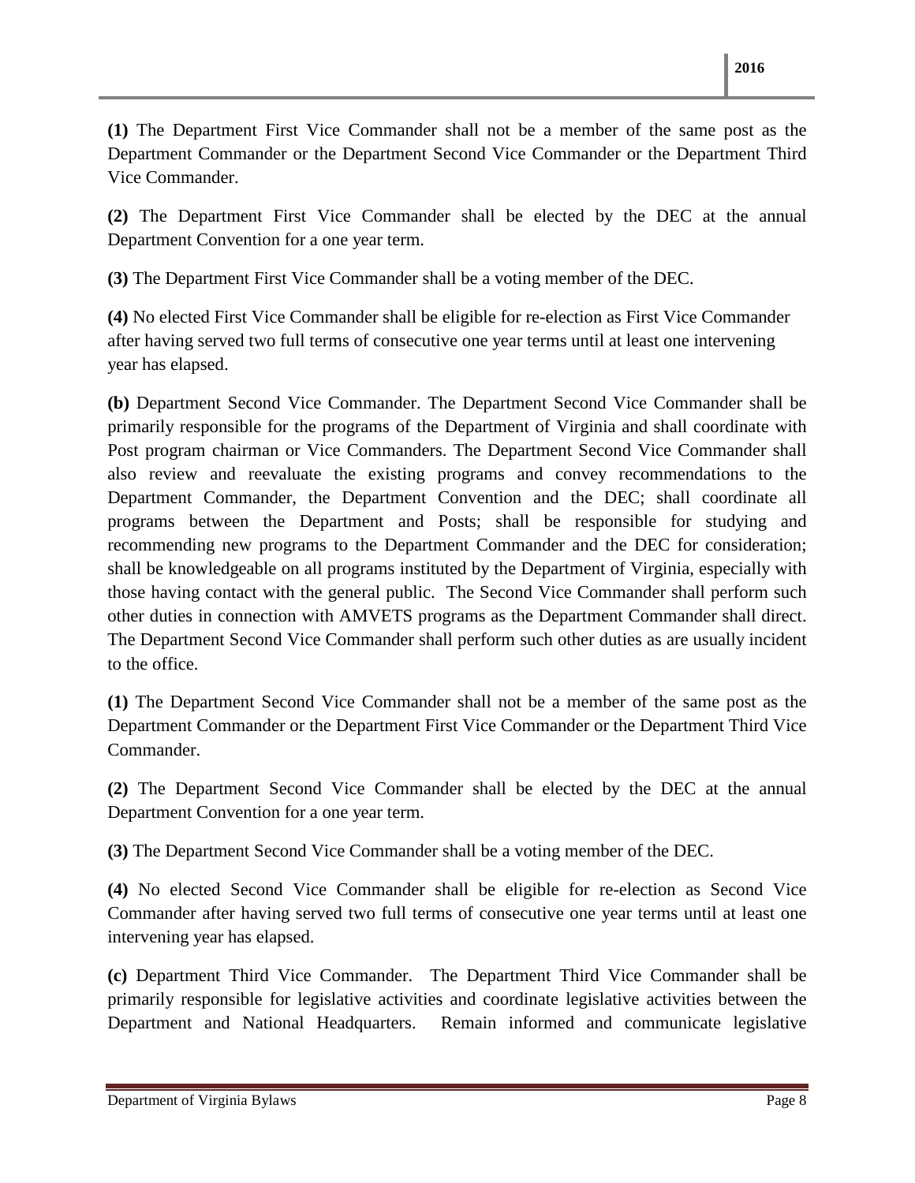**(1)** The Department First Vice Commander shall not be a member of the same post as the Department Commander or the Department Second Vice Commander or the Department Third Vice Commander.

**(2)** The Department First Vice Commander shall be elected by the DEC at the annual Department Convention for a one year term.

**(3)** The Department First Vice Commander shall be a voting member of the DEC.

**(4)** No elected First Vice Commander shall be eligible for re-election as First Vice Commander after having served two full terms of consecutive one year terms until at least one intervening year has elapsed.

**(b)** Department Second Vice Commander. The Department Second Vice Commander shall be primarily responsible for the programs of the Department of Virginia and shall coordinate with Post program chairman or Vice Commanders. The Department Second Vice Commander shall also review and reevaluate the existing programs and convey recommendations to the Department Commander, the Department Convention and the DEC; shall coordinate all programs between the Department and Posts; shall be responsible for studying and recommending new programs to the Department Commander and the DEC for consideration; shall be knowledgeable on all programs instituted by the Department of Virginia, especially with those having contact with the general public. The Second Vice Commander shall perform such other duties in connection with AMVETS programs as the Department Commander shall direct. The Department Second Vice Commander shall perform such other duties as are usually incident to the office.

**(1)** The Department Second Vice Commander shall not be a member of the same post as the Department Commander or the Department First Vice Commander or the Department Third Vice Commander.

**(2)** The Department Second Vice Commander shall be elected by the DEC at the annual Department Convention for a one year term.

**(3)** The Department Second Vice Commander shall be a voting member of the DEC.

**(4)** No elected Second Vice Commander shall be eligible for re-election as Second Vice Commander after having served two full terms of consecutive one year terms until at least one intervening year has elapsed.

**(c)** Department Third Vice Commander. The Department Third Vice Commander shall be primarily responsible for legislative activities and coordinate legislative activities between the Department and National Headquarters. Remain informed and communicate legislative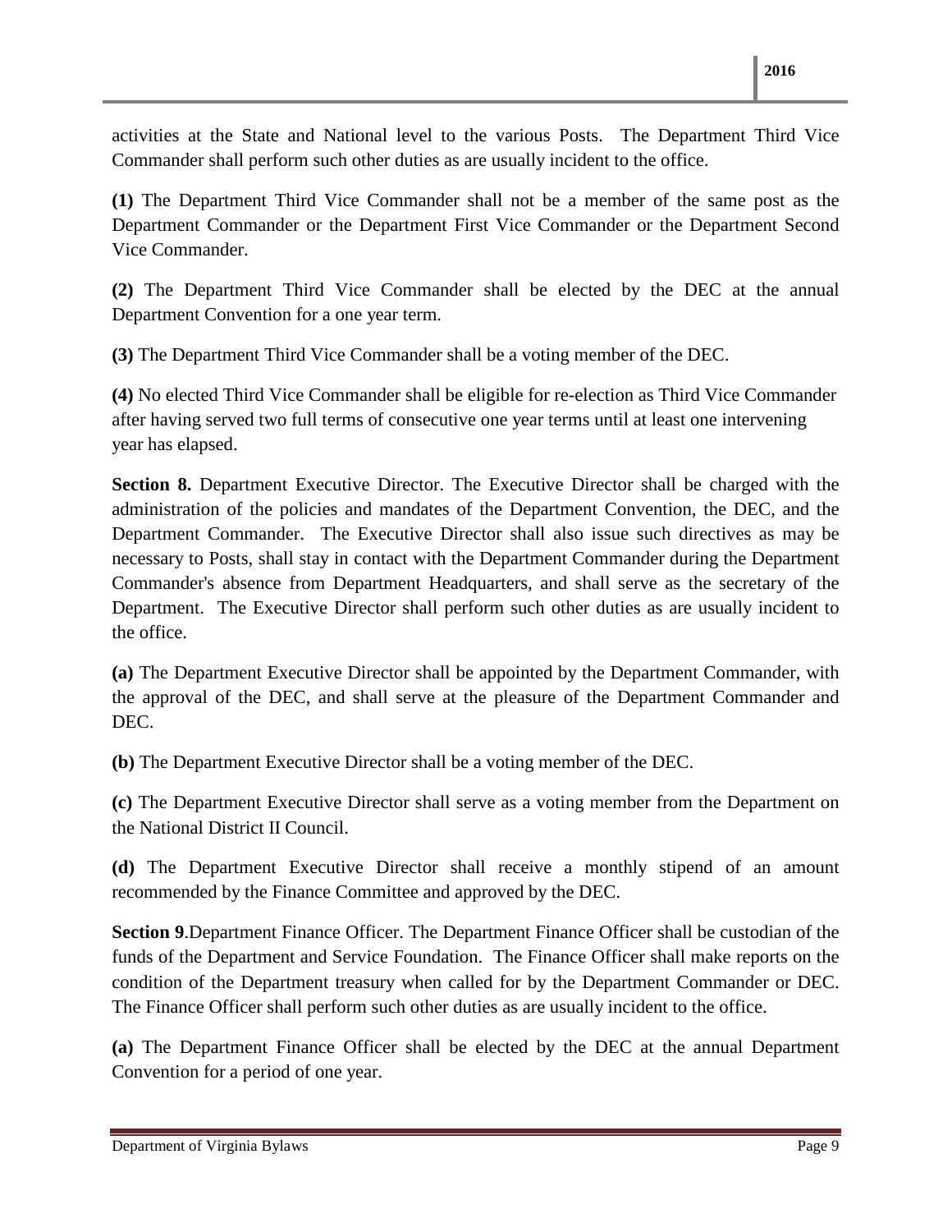activities at the State and National level to the various Posts. The Department Third Vice Commander shall perform such other duties as are usually incident to the office.

**(1)** The Department Third Vice Commander shall not be a member of the same post as the Department Commander or the Department First Vice Commander or the Department Second Vice Commander.

**(2)** The Department Third Vice Commander shall be elected by the DEC at the annual Department Convention for a one year term.

**(3)** The Department Third Vice Commander shall be a voting member of the DEC.

**(4)** No elected Third Vice Commander shall be eligible for re-election as Third Vice Commander after having served two full terms of consecutive one year terms until at least one intervening year has elapsed.

**Section 8.** Department Executive Director. The Executive Director shall be charged with the administration of the policies and mandates of the Department Convention, the DEC, and the Department Commander. The Executive Director shall also issue such directives as may be necessary to Posts, shall stay in contact with the Department Commander during the Department Commander's absence from Department Headquarters, and shall serve as the secretary of the Department. The Executive Director shall perform such other duties as are usually incident to the office.

**(a)** The Department Executive Director shall be appointed by the Department Commander, with the approval of the DEC, and shall serve at the pleasure of the Department Commander and DEC.

**(b)** The Department Executive Director shall be a voting member of the DEC.

**(c)** The Department Executive Director shall serve as a voting member from the Department on the National District II Council.

**(d)** The Department Executive Director shall receive a monthly stipend of an amount recommended by the Finance Committee and approved by the DEC.

**Section 9**.Department Finance Officer. The Department Finance Officer shall be custodian of the funds of the Department and Service Foundation. The Finance Officer shall make reports on the condition of the Department treasury when called for by the Department Commander or DEC. The Finance Officer shall perform such other duties as are usually incident to the office.

**(a)** The Department Finance Officer shall be elected by the DEC at the annual Department Convention for a period of one year.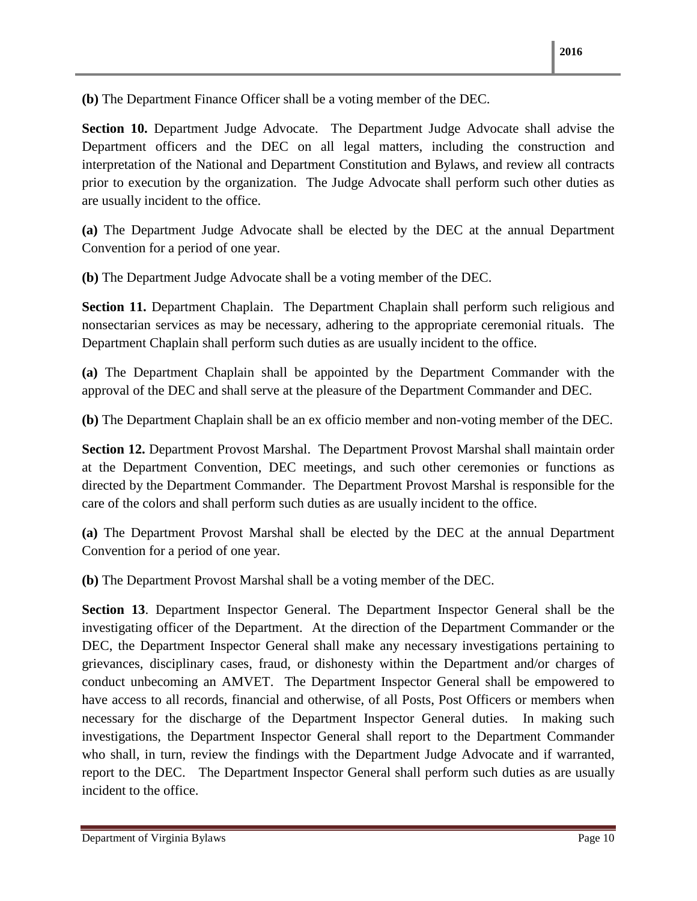**(b)** The Department Finance Officer shall be a voting member of the DEC.

**Section 10.** Department Judge Advocate. The Department Judge Advocate shall advise the Department officers and the DEC on all legal matters, including the construction and interpretation of the National and Department Constitution and Bylaws, and review all contracts prior to execution by the organization. The Judge Advocate shall perform such other duties as are usually incident to the office.

**(a)** The Department Judge Advocate shall be elected by the DEC at the annual Department Convention for a period of one year.

**(b)** The Department Judge Advocate shall be a voting member of the DEC.

**Section 11.** Department Chaplain. The Department Chaplain shall perform such religious and nonsectarian services as may be necessary, adhering to the appropriate ceremonial rituals. The Department Chaplain shall perform such duties as are usually incident to the office.

**(a)** The Department Chaplain shall be appointed by the Department Commander with the approval of the DEC and shall serve at the pleasure of the Department Commander and DEC.

**(b)** The Department Chaplain shall be an ex officio member and non-voting member of the DEC.

**Section 12.** Department Provost Marshal. The Department Provost Marshal shall maintain order at the Department Convention, DEC meetings, and such other ceremonies or functions as directed by the Department Commander. The Department Provost Marshal is responsible for the care of the colors and shall perform such duties as are usually incident to the office.

**(a)** The Department Provost Marshal shall be elected by the DEC at the annual Department Convention for a period of one year.

**(b)** The Department Provost Marshal shall be a voting member of the DEC.

**Section 13**. Department Inspector General. The Department Inspector General shall be the investigating officer of the Department. At the direction of the Department Commander or the DEC, the Department Inspector General shall make any necessary investigations pertaining to grievances, disciplinary cases, fraud, or dishonesty within the Department and/or charges of conduct unbecoming an AMVET. The Department Inspector General shall be empowered to have access to all records, financial and otherwise, of all Posts, Post Officers or members when necessary for the discharge of the Department Inspector General duties. In making such investigations, the Department Inspector General shall report to the Department Commander who shall, in turn, review the findings with the Department Judge Advocate and if warranted, report to the DEC. The Department Inspector General shall perform such duties as are usually incident to the office.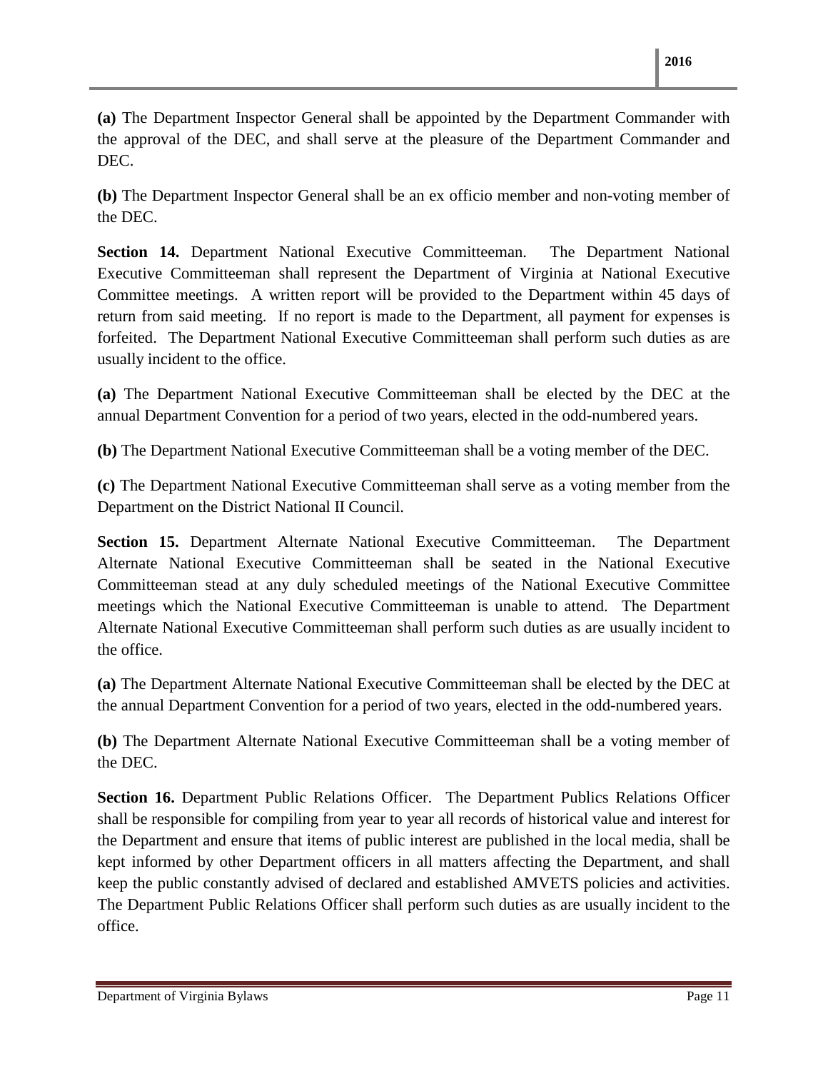**(a)** The Department Inspector General shall be appointed by the Department Commander with the approval of the DEC, and shall serve at the pleasure of the Department Commander and DEC.

**(b)** The Department Inspector General shall be an ex officio member and non-voting member of the DEC.

**Section 14.** Department National Executive Committeeman. The Department National Executive Committeeman shall represent the Department of Virginia at National Executive Committee meetings. A written report will be provided to the Department within 45 days of return from said meeting. If no report is made to the Department, all payment for expenses is forfeited. The Department National Executive Committeeman shall perform such duties as are usually incident to the office.

**(a)** The Department National Executive Committeeman shall be elected by the DEC at the annual Department Convention for a period of two years, elected in the odd-numbered years.

**(b)** The Department National Executive Committeeman shall be a voting member of the DEC.

**(c)** The Department National Executive Committeeman shall serve as a voting member from the Department on the District National II Council.

**Section 15.** Department Alternate National Executive Committeeman. The Department Alternate National Executive Committeeman shall be seated in the National Executive Committeeman stead at any duly scheduled meetings of the National Executive Committee meetings which the National Executive Committeeman is unable to attend. The Department Alternate National Executive Committeeman shall perform such duties as are usually incident to the office.

**(a)** The Department Alternate National Executive Committeeman shall be elected by the DEC at the annual Department Convention for a period of two years, elected in the odd-numbered years.

**(b)** The Department Alternate National Executive Committeeman shall be a voting member of the DEC.

**Section 16.** Department Public Relations Officer. The Department Publics Relations Officer shall be responsible for compiling from year to year all records of historical value and interest for the Department and ensure that items of public interest are published in the local media, shall be kept informed by other Department officers in all matters affecting the Department, and shall keep the public constantly advised of declared and established AMVETS policies and activities. The Department Public Relations Officer shall perform such duties as are usually incident to the office.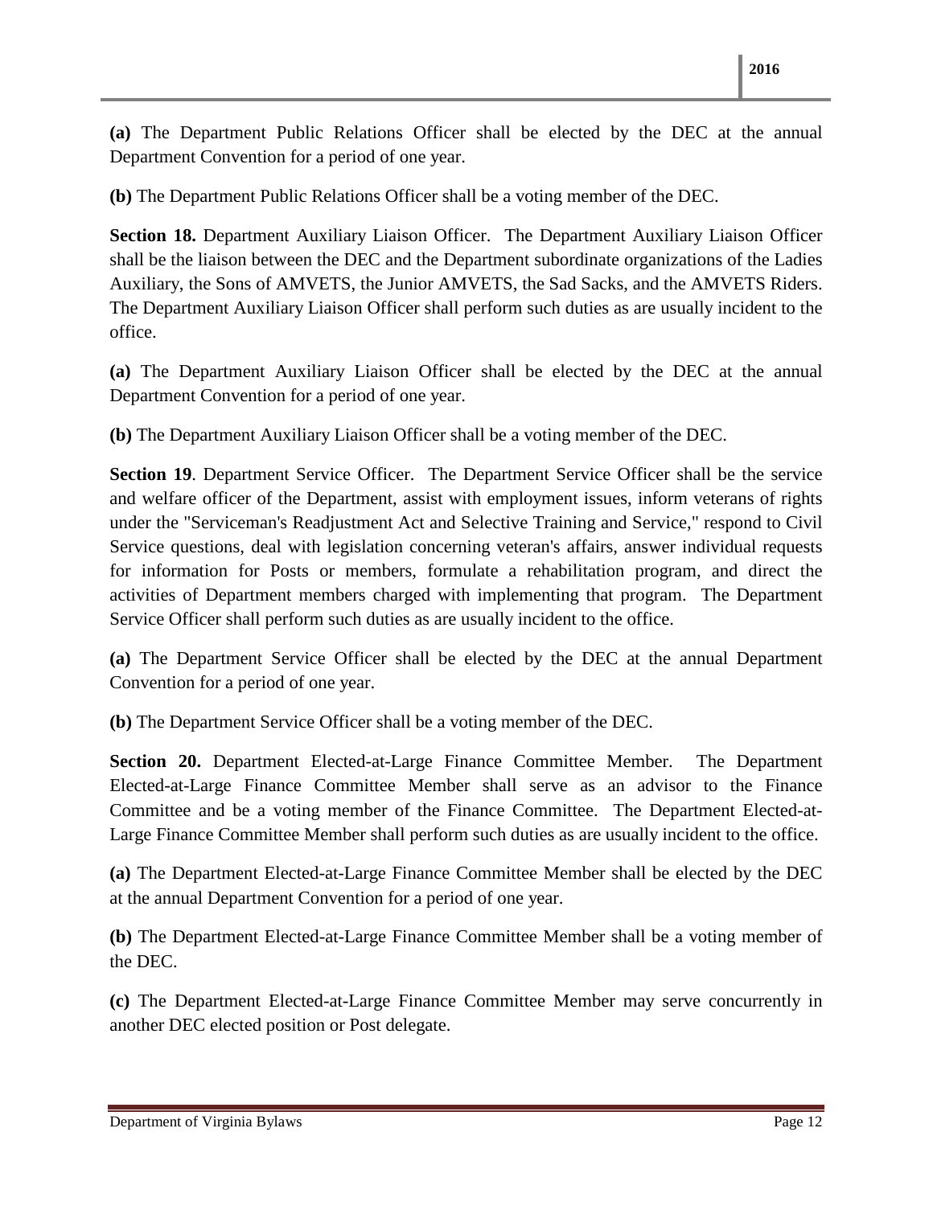**(a)** The Department Public Relations Officer shall be elected by the DEC at the annual Department Convention for a period of one year.

**(b)** The Department Public Relations Officer shall be a voting member of the DEC.

**Section 18.** Department Auxiliary Liaison Officer. The Department Auxiliary Liaison Officer shall be the liaison between the DEC and the Department subordinate organizations of the Ladies Auxiliary, the Sons of AMVETS, the Junior AMVETS, the Sad Sacks, and the AMVETS Riders. The Department Auxiliary Liaison Officer shall perform such duties as are usually incident to the office.

**(a)** The Department Auxiliary Liaison Officer shall be elected by the DEC at the annual Department Convention for a period of one year.

**(b)** The Department Auxiliary Liaison Officer shall be a voting member of the DEC.

**Section 19**. Department Service Officer. The Department Service Officer shall be the service and welfare officer of the Department, assist with employment issues, inform veterans of rights under the "Serviceman's Readjustment Act and Selective Training and Service," respond to Civil Service questions, deal with legislation concerning veteran's affairs, answer individual requests for information for Posts or members, formulate a rehabilitation program, and direct the activities of Department members charged with implementing that program. The Department Service Officer shall perform such duties as are usually incident to the office.

**(a)** The Department Service Officer shall be elected by the DEC at the annual Department Convention for a period of one year.

**(b)** The Department Service Officer shall be a voting member of the DEC.

**Section 20.** Department Elected-at-Large Finance Committee Member. The Department Elected-at-Large Finance Committee Member shall serve as an advisor to the Finance Committee and be a voting member of the Finance Committee. The Department Elected-at-Large Finance Committee Member shall perform such duties as are usually incident to the office.

**(a)** The Department Elected-at-Large Finance Committee Member shall be elected by the DEC at the annual Department Convention for a period of one year.

**(b)** The Department Elected-at-Large Finance Committee Member shall be a voting member of the DEC.

**(c)** The Department Elected-at-Large Finance Committee Member may serve concurrently in another DEC elected position or Post delegate.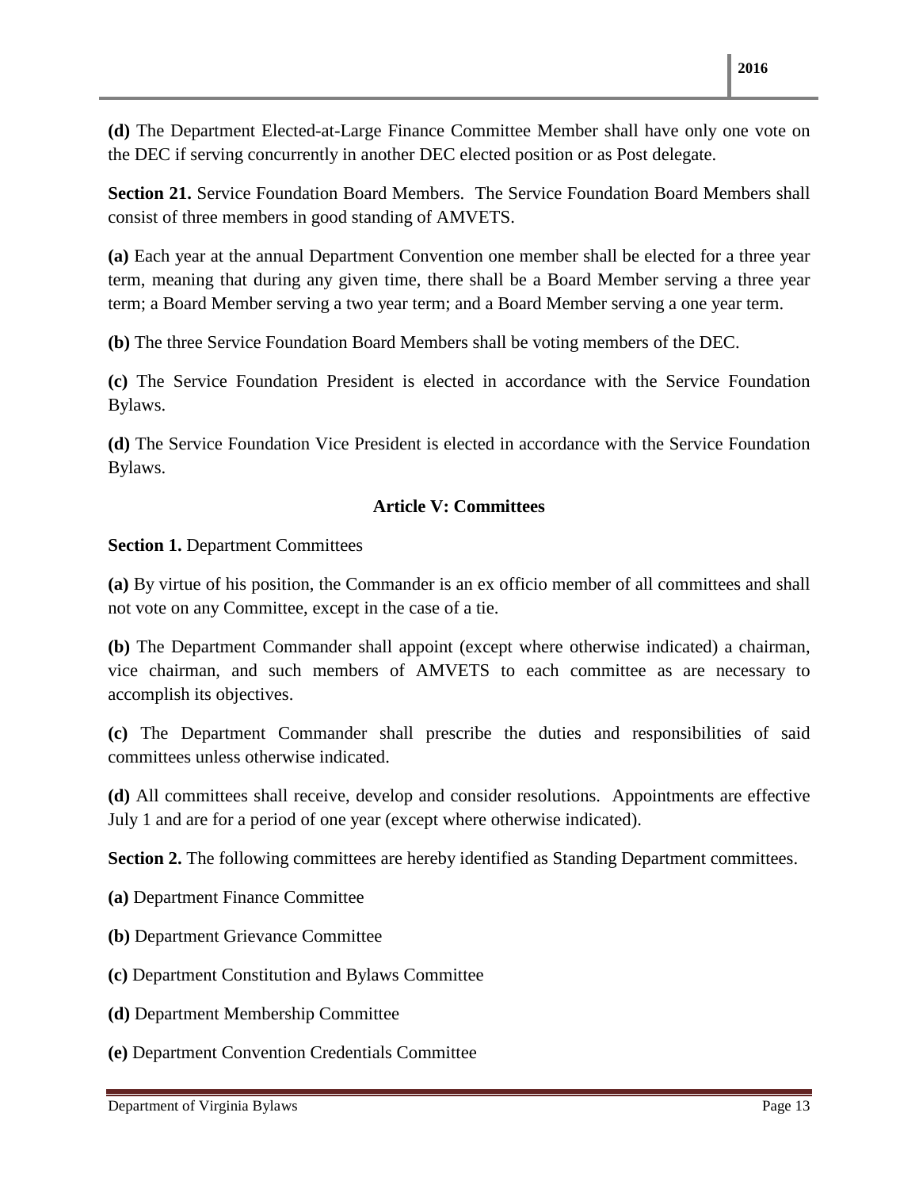**(d)** The Department Elected-at-Large Finance Committee Member shall have only one vote on the DEC if serving concurrently in another DEC elected position or as Post delegate.

**Section 21.** Service Foundation Board Members. The Service Foundation Board Members shall consist of three members in good standing of AMVETS.

**(a)** Each year at the annual Department Convention one member shall be elected for a three year term, meaning that during any given time, there shall be a Board Member serving a three year term; a Board Member serving a two year term; and a Board Member serving a one year term.

**(b)** The three Service Foundation Board Members shall be voting members of the DEC.

**(c)** The Service Foundation President is elected in accordance with the Service Foundation Bylaws.

**(d)** The Service Foundation Vice President is elected in accordance with the Service Foundation Bylaws.

## Article V: Committees

**Section 1.** Department Committees

**(a)** By virtue of his position, the Commander is an ex officio member of all committees and shall not vote on any Committee, except in the case of a tie.

**(b)** The Department Commander shall appoint (except where otherwise indicated) a chairman, vice chairman, and such members of AMVETS to each committee as are necessary to accomplish its objectives.

**(c)** The Department Commander shall prescribe the duties and responsibilities of said committees unless otherwise indicated.

**(d)** All committees shall receive, develop and consider resolutions. Appointments are effective July 1 and are for a period of one year (except where otherwise indicated).

**Section 2.** The following committees are hereby identified as Standing Department committees.

**(a)** Department Finance Committee

**(b)** Department Grievance Committee

**(c)** Department Constitution and Bylaws Committee

**(d)** Department Membership Committee

**(e)** Department Convention Credentials Committee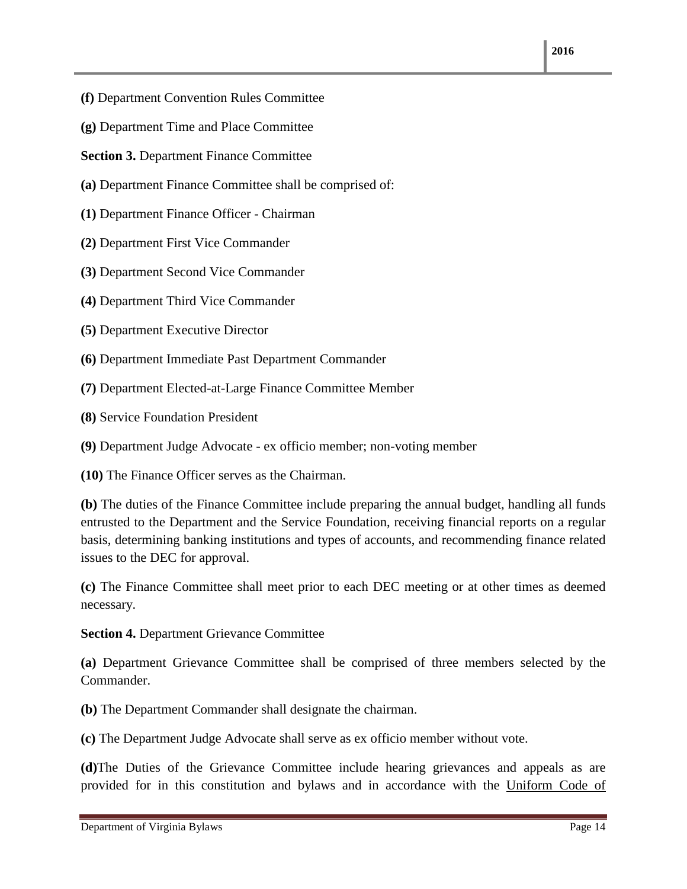**(f)** Department Convention Rules Committee

**(g)** Department Time and Place Committee

**Section 3.** Department Finance Committee

**(a)** Department Finance Committee shall be comprised of:

**(1)** Department Finance Officer - Chairman

**(2)** Department First Vice Commander

**(3)** Department Second Vice Commander

**(4)** Department Third Vice Commander

**(5)** Department Executive Director

**(6)** Department Immediate Past Department Commander

**(7)** Department Elected-at-Large Finance Committee Member

**(8)** Service Foundation President

**(9)** Department Judge Advocate - ex officio member; non-voting member

**(10)** The Finance Officer serves as the Chairman.

**(b)** The duties of the Finance Committee include preparing the annual budget, handling all funds entrusted to the Department and the Service Foundation, receiving financial reports on a regular basis, determining banking institutions and types of accounts, and recommending finance related issues to the DEC for approval.

**(c)** The Finance Committee shall meet prior to each DEC meeting or at other times as deemed necessary.

**Section 4.** Department Grievance Committee

**(a)** Department Grievance Committee shall be comprised of three members selected by the Commander.

**(b)** The Department Commander shall designate the chairman.

**(c)** The Department Judge Advocate shall serve as ex officio member without vote.

**(d)**The Duties of the Grievance Committee include hearing grievances and appeals as are provided for in this constitution and bylaws and in accordance with the Uniform Code of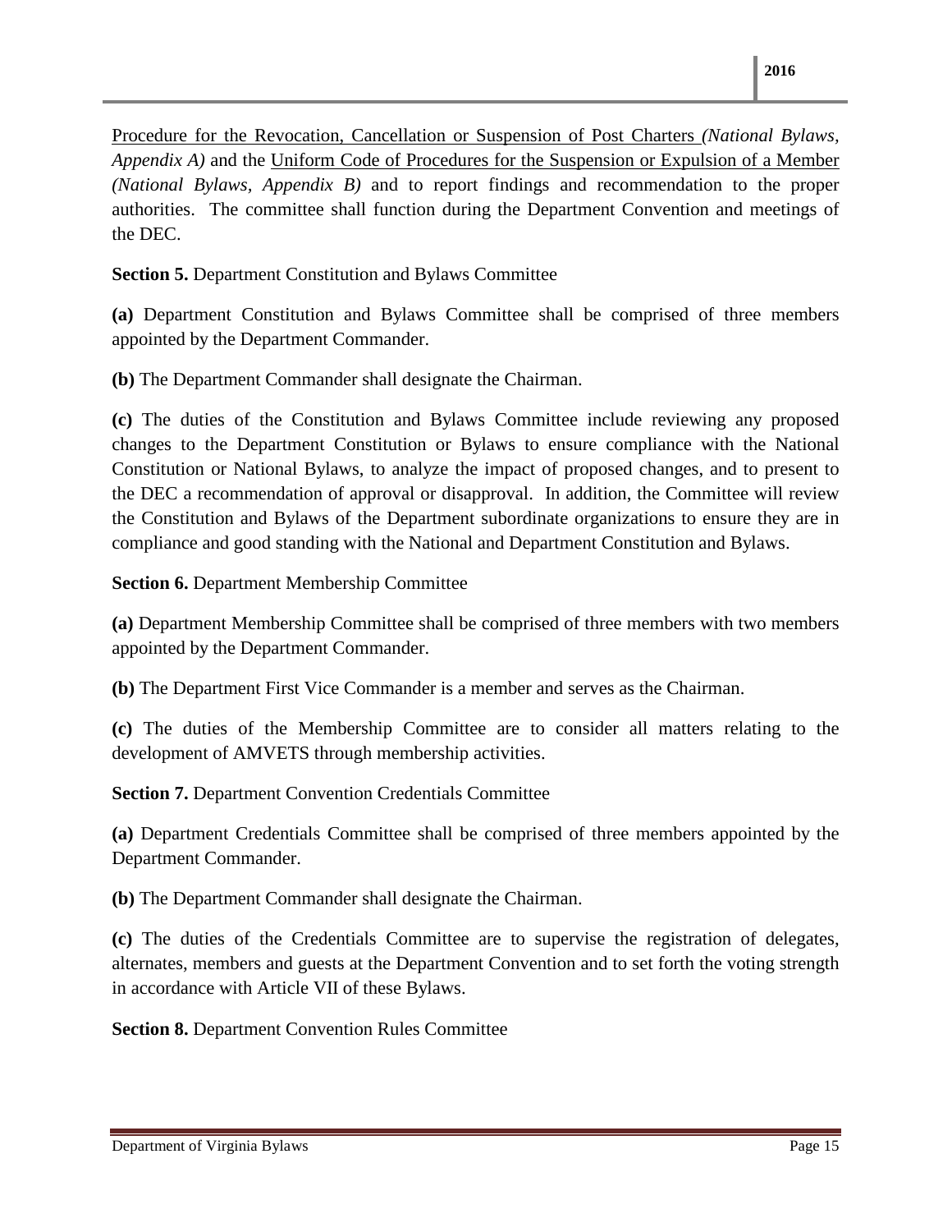Procedure for the Revocation, Cancellation or Suspension of Post Charters *(National Bylaws, Appendix A)* and the Uniform Code of Procedures for the Suspension or Expulsion of a Member *(National Bylaws, Appendix B)* and to report findings and recommendation to the proper authorities. The committee shall function during the Department Convention and meetings of the DEC.

**Section 5.** Department Constitution and Bylaws Committee

**(a)** Department Constitution and Bylaws Committee shall be comprised of three members appointed by the Department Commander.

**(b)** The Department Commander shall designate the Chairman.

**(c)** The duties of the Constitution and Bylaws Committee include reviewing any proposed changes to the Department Constitution or Bylaws to ensure compliance with the National Constitution or National Bylaws, to analyze the impact of proposed changes, and to present to the DEC a recommendation of approval or disapproval. In addition, the Committee will review the Constitution and Bylaws of the Department subordinate organizations to ensure they are in compliance and good standing with the National and Department Constitution and Bylaws.

**Section 6.** Department Membership Committee

**(a)** Department Membership Committee shall be comprised of three members with two members appointed by the Department Commander.

**(b)** The Department First Vice Commander is a member and serves as the Chairman.

**(c)** The duties of the Membership Committee are to consider all matters relating to the development of AMVETS through membership activities.

**Section 7.** Department Convention Credentials Committee

**(a)** Department Credentials Committee shall be comprised of three members appointed by the Department Commander.

**(b)** The Department Commander shall designate the Chairman.

**(c)** The duties of the Credentials Committee are to supervise the registration of delegates, alternates, members and guests at the Department Convention and to set forth the voting strength in accordance with Article VII of these Bylaws.

**Section 8.** Department Convention Rules Committee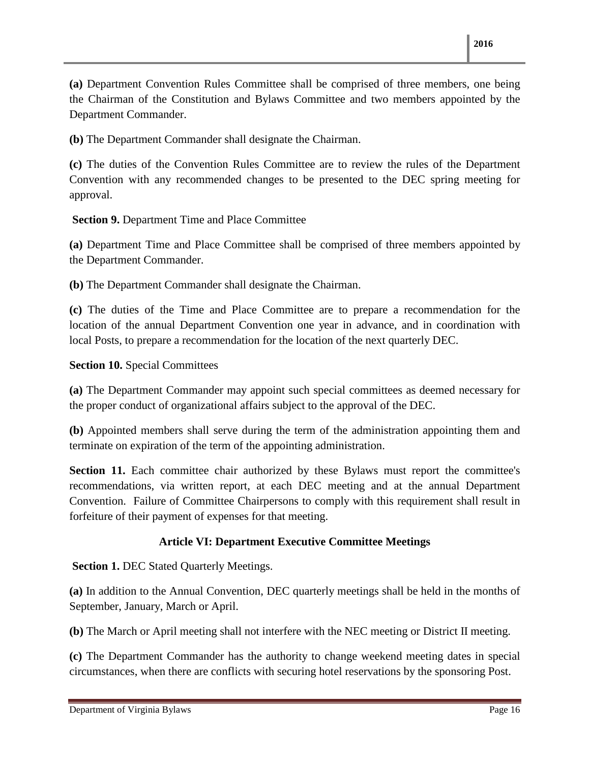**(a)** Department Convention Rules Committee shall be comprised of three members, one being the Chairman of the Constitution and Bylaws Committee and two members appointed by the Department Commander.

**(b)** The Department Commander shall designate the Chairman.

**(c)** The duties of the Convention Rules Committee are to review the rules of the Department Convention with any recommended changes to be presented to the DEC spring meeting for approval.

**Section 9.** Department Time and Place Committee

**(a)** Department Time and Place Committee shall be comprised of three members appointed by the Department Commander.

**(b)** The Department Commander shall designate the Chairman.

**(c)** The duties of the Time and Place Committee are to prepare a recommendation for the location of the annual Department Convention one year in advance, and in coordination with local Posts, to prepare a recommendation for the location of the next quarterly DEC.

**Section 10.** Special Committees

**(a)** The Department Commander may appoint such special committees as deemed necessary for the proper conduct of organizational affairs subject to the approval of the DEC.

**(b)** Appointed members shall serve during the term of the administration appointing them and terminate on expiration of the term of the appointing administration.

**Section 11.** Each committee chair authorized by these Bylaws must report the committee's recommendations, via written report, at each DEC meeting and at the annual Department Convention. Failure of Committee Chairpersons to comply with this requirement shall result in forfeiture of their payment of expenses for that meeting.

## Article VI: Department Executive Committee Meetings

**Section 1.** DEC Stated Quarterly Meetings.

**(a)** In addition to the Annual Convention, DEC quarterly meetings shall be held in the months of September, January, March or April.

**(b)** The March or April meeting shall not interfere with the NEC meeting or District II meeting.

**(c)** The Department Commander has the authority to change weekend meeting dates in special circumstances, when there are conflicts with securing hotel reservations by the sponsoring Post.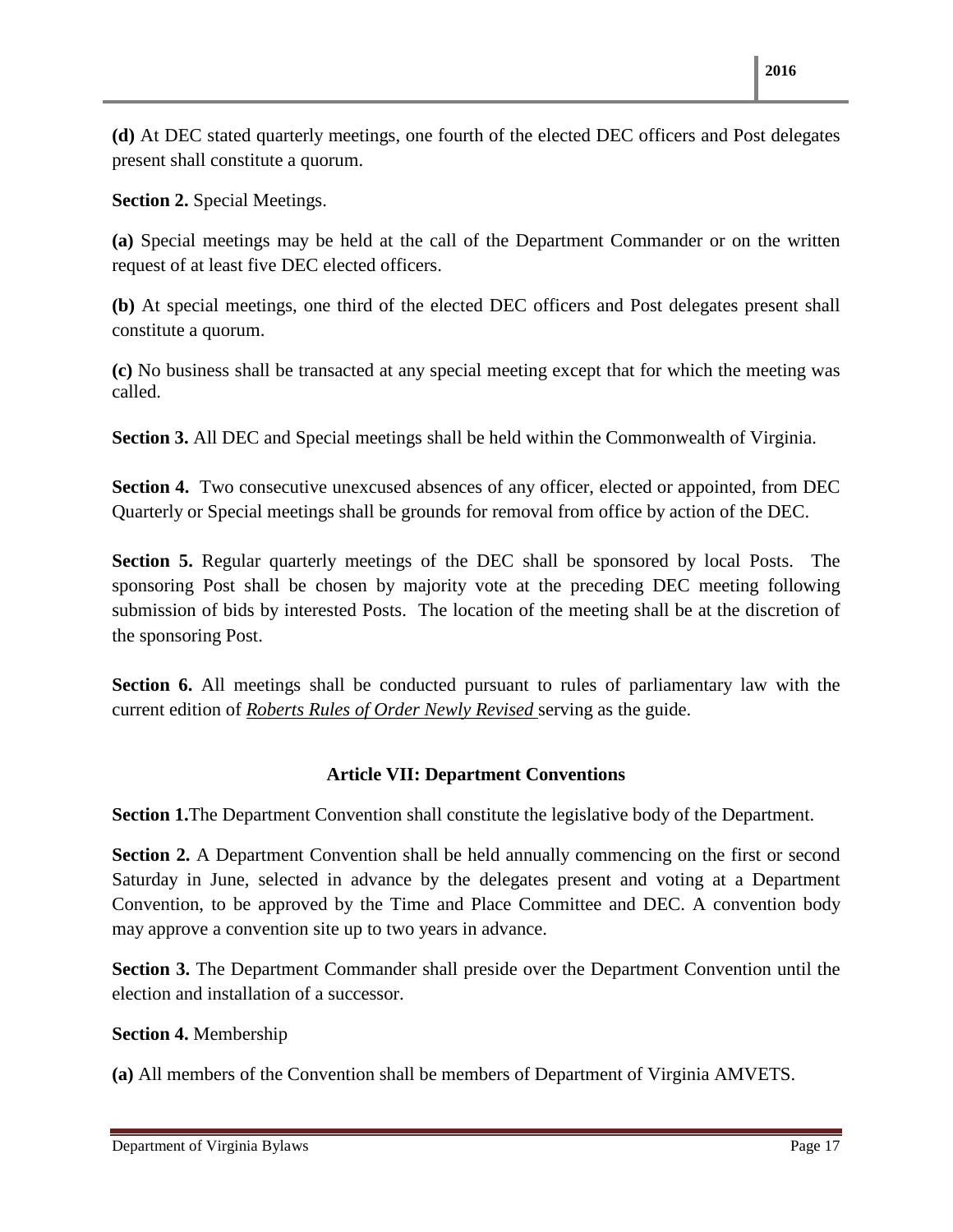**(d)** At DEC stated quarterly meetings, one fourth of the elected DEC officers and Post delegates present shall constitute a quorum.

**Section 2.** Special Meetings.

**(a)** Special meetings may be held at the call of the Department Commander or on the written request of at least five DEC elected officers.

**(b)** At special meetings, one third of the elected DEC officers and Post delegates present shall constitute a quorum.

**(c)** No business shall be transacted at any special meeting except that for which the meeting was called.

**Section 3.** All DEC and Special meetings shall be held within the Commonwealth of Virginia.

**Section 4.** Two consecutive unexcused absences of any officer, elected or appointed, from DEC Quarterly or Special meetings shall be grounds for removal from office by action of the DEC.

**Section 5.** Regular quarterly meetings of the DEC shall be sponsored by local Posts. The sponsoring Post shall be chosen by majority vote at the preceding DEC meeting following submission of bids by interested Posts. The location of the meeting shall be at the discretion of the sponsoring Post.

**Section 6.** All meetings shall be conducted pursuant to rules of parliamentary law with the current edition of ***Roberts Rules of Order Newly Revised*** serving as the guide.

## Article VII: Department Conventions

**Section 1.** The Department Convention shall constitute the legislative body of the Department.

**Section 2.** A Department Convention shall be held annually commencing on the first or second Saturday in June, selected in advance by the delegates present and voting at a Department Convention, to be approved by the Time and Place Committee and DEC. A convention body may approve a convention site up to two years in advance.

**Section 3.** The Department Commander shall preside over the Department Convention until the election and installation of a successor.

**Section 4.** Membership

**(a)** All members of the Convention shall be members of Department of Virginia AMVETS.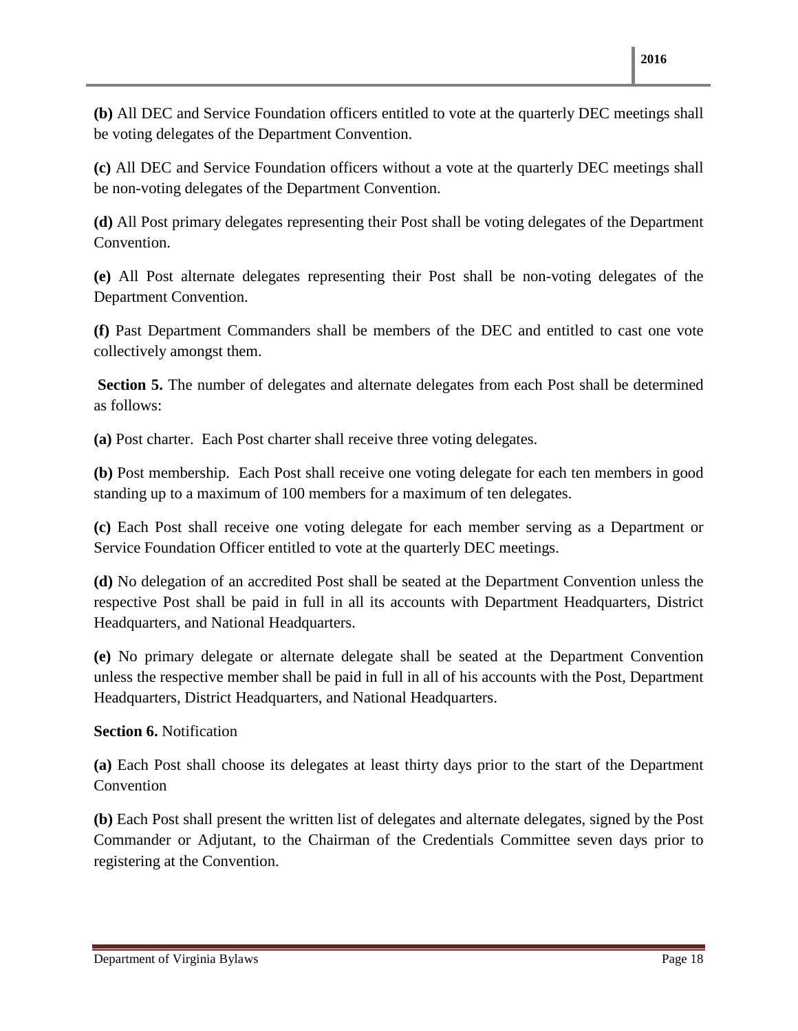**(b)** All DEC and Service Foundation officers entitled to vote at the quarterly DEC meetings shall be voting delegates of the Department Convention.

**(c)** All DEC and Service Foundation officers without a vote at the quarterly DEC meetings shall be non-voting delegates of the Department Convention.

**(d)** All Post primary delegates representing their Post shall be voting delegates of the Department Convention.

**(e)** All Post alternate delegates representing their Post shall be non-voting delegates of the Department Convention.

**(f)** Past Department Commanders shall be members of the DEC and entitled to cast one vote collectively amongst them.

**Section 5.** The number of delegates and alternate delegates from each Post shall be determined as follows:

**(a)** Post charter. Each Post charter shall receive three voting delegates.

**(b)** Post membership. Each Post shall receive one voting delegate for each ten members in good standing up to a maximum of 100 members for a maximum of ten delegates.

**(c)** Each Post shall receive one voting delegate for each member serving as a Department or Service Foundation Officer entitled to vote at the quarterly DEC meetings.

**(d)** No delegation of an accredited Post shall be seated at the Department Convention unless the respective Post shall be paid in full in all its accounts with Department Headquarters, District Headquarters, and National Headquarters.

**(e)** No primary delegate or alternate delegate shall be seated at the Department Convention unless the respective member shall be paid in full in all of his accounts with the Post, Department Headquarters, District Headquarters, and National Headquarters.

**Section 6.** Notification

**(a)** Each Post shall choose its delegates at least thirty days prior to the start of the Department Convention

**(b)** Each Post shall present the written list of delegates and alternate delegates, signed by the Post Commander or Adjutant, to the Chairman of the Credentials Committee seven days prior to registering at the Convention.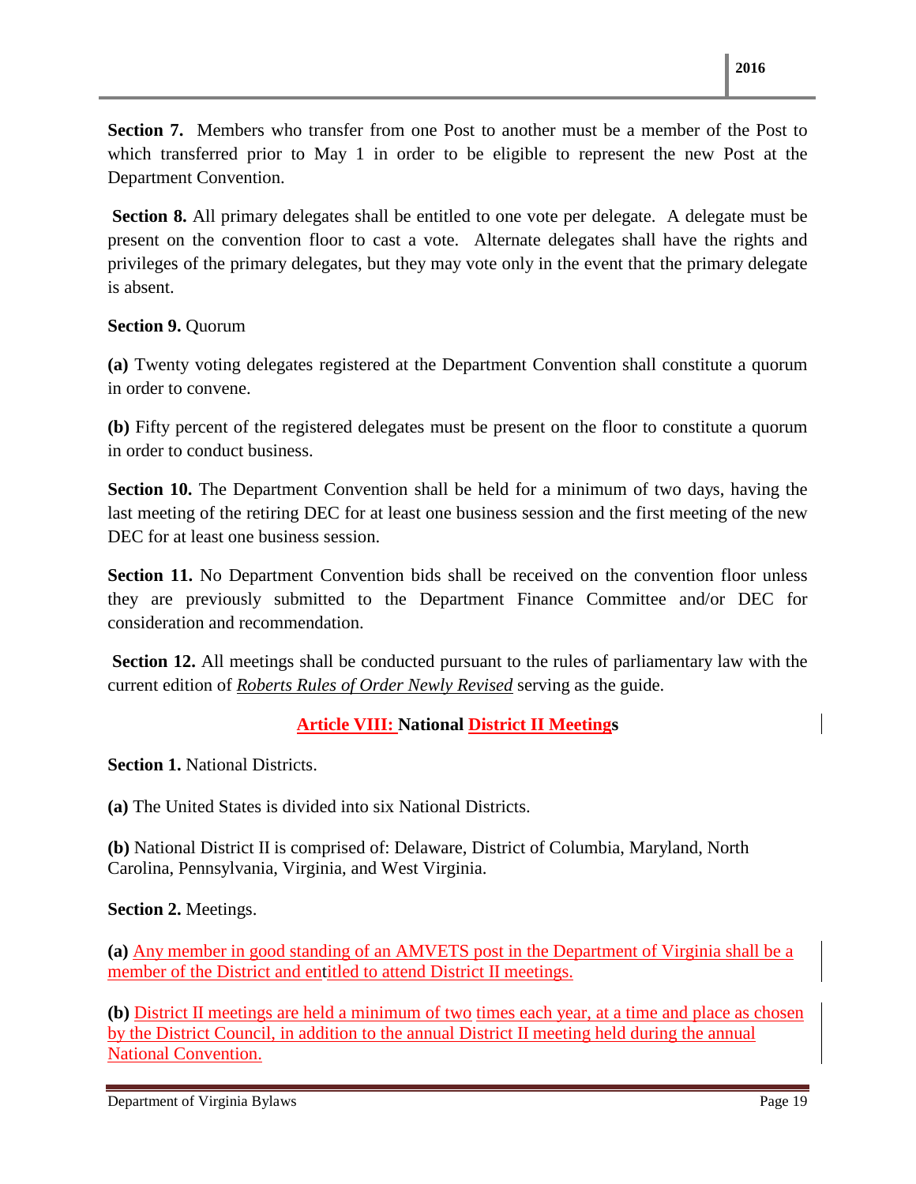**Section 7.** Members who transfer from one Post to another must be a member of the Post to which transferred prior to May 1 in order to be eligible to represent the new Post at the Department Convention.

**Section 8.** All primary delegates shall be entitled to one vote per delegate. A delegate must be present on the convention floor to cast a vote. Alternate delegates shall have the rights and privileges of the primary delegates, but they may vote only in the event that the primary delegate is absent.

**Section 9.** Quorum

**(a)** Twenty voting delegates registered at the Department Convention shall constitute a quorum in order to convene.

**(b)** Fifty percent of the registered delegates must be present on the floor to constitute a quorum in order to conduct business.

**Section 10.** The Department Convention shall be held for a minimum of two days, having the last meeting of the retiring DEC for at least one business session and the first meeting of the new DEC for at least one business session.

**Section 11.** No Department Convention bids shall be received on the convention floor unless they are previously submitted to the Department Finance Committee and/or DEC for consideration and recommendation.

**Section 12.** All meetings shall be conducted pursuant to the rules of parliamentary law with the current edition of *Roberts Rules of Order Newly Revised* serving as the guide.

## Article VIII: National District II Meetings

**Section 1.** National Districts.

**(a)** The United States is divided into six National Districts.

**(b)** National District II is comprised of: Delaware, District of Columbia, Maryland, North Carolina, Pennsylvania, Virginia, and West Virginia.

**Section 2.** Meetings.

**(a)** Any member in good standing of an AMVETS post in the Department of Virginia shall be a member of the District and entitled to attend District II meetings.

**(b)** District II meetings are held a minimum of two times each year, at a time and place as chosen by the District Council, in addition to the annual District II meeting held during the annual National Convention.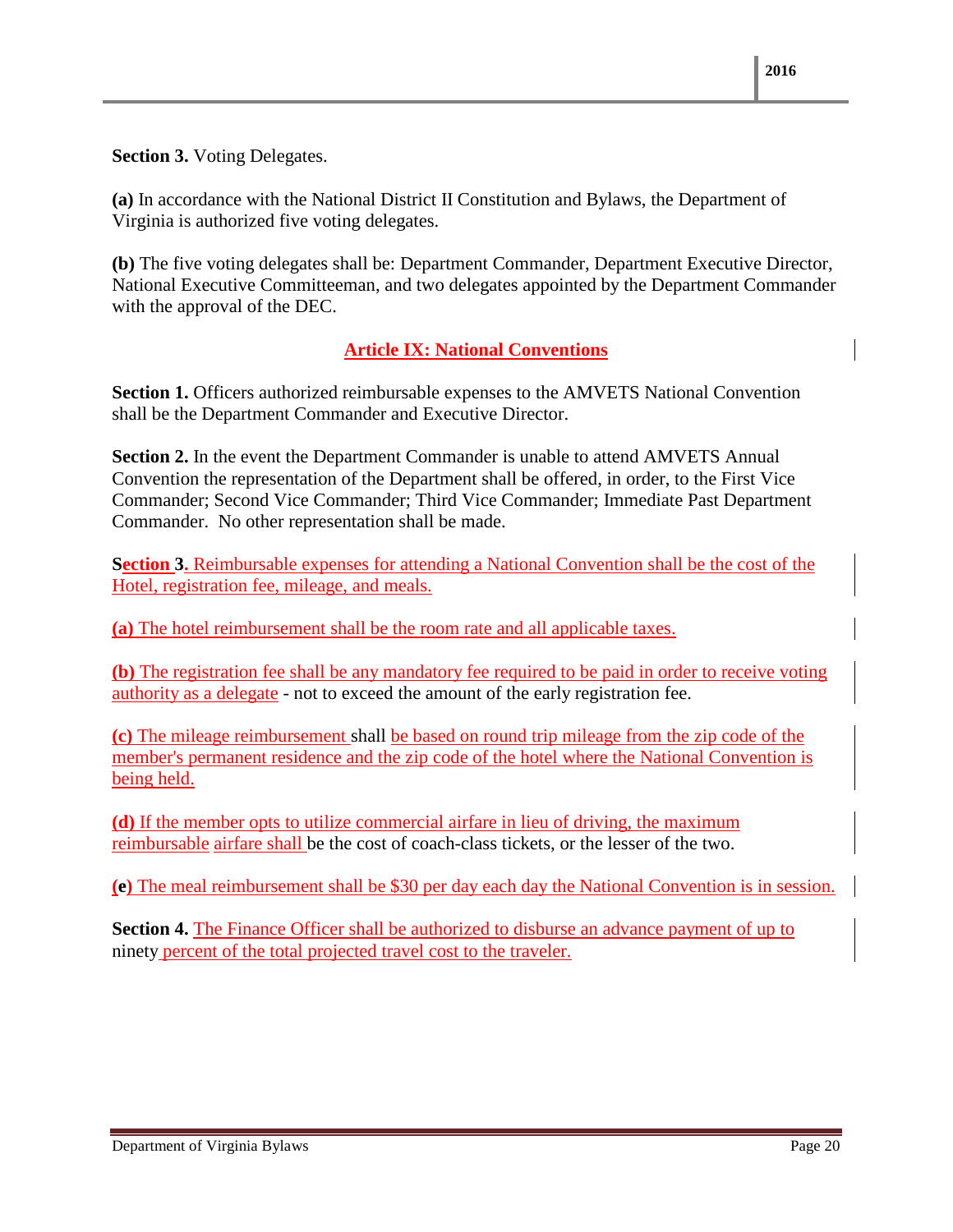**Section 3.** Voting Delegates.

**(a)** In accordance with the National District II Constitution and Bylaws, the Department of Virginia is authorized five voting delegates.

**(b)** The five voting delegates shall be: Department Commander, Department Executive Director, National Executive Committeeman, and two delegates appointed by the Department Commander with the approval of the DEC.

## Article IX: National Conventions

**Section 1.** Officers authorized reimbursable expenses to the AMVETS National Convention shall be the Department Commander and Executive Director.

**Section 2.** In the event the Department Commander is unable to attend AMVETS Annual Convention the representation of the Department shall be offered, in order, to the First Vice Commander; Second Vice Commander; Third Vice Commander; Immediate Past Department Commander. No other representation shall be made.

**Section 3.** Reimbursable expenses for attending a National Convention shall be the cost of the Hotel, registration fee, mileage, and meals.

**(a)** The hotel reimbursement shall be the room rate and all applicable taxes.

**(b)** The registration fee shall be any mandatory fee required to be paid in order to receive voting authority as a delegate - not to exceed the amount of the early registration fee.

**(c)** The mileage reimbursement shall be based on round trip mileage from the zip code of the member's permanent residence and the zip code of the hotel where the National Convention is being held.

**(d)** If the member opts to utilize commercial airfare in lieu of driving, the maximum reimbursable airfare shall be the cost of coach-class tickets, or the lesser of the two.

**(e)** The meal reimbursement shall be $30 per day each day the National Convention is in session.

**Section 4.** The Finance Officer shall be authorized to disburse an advance payment of up to ninety percent of the total projected travel cost to the traveler.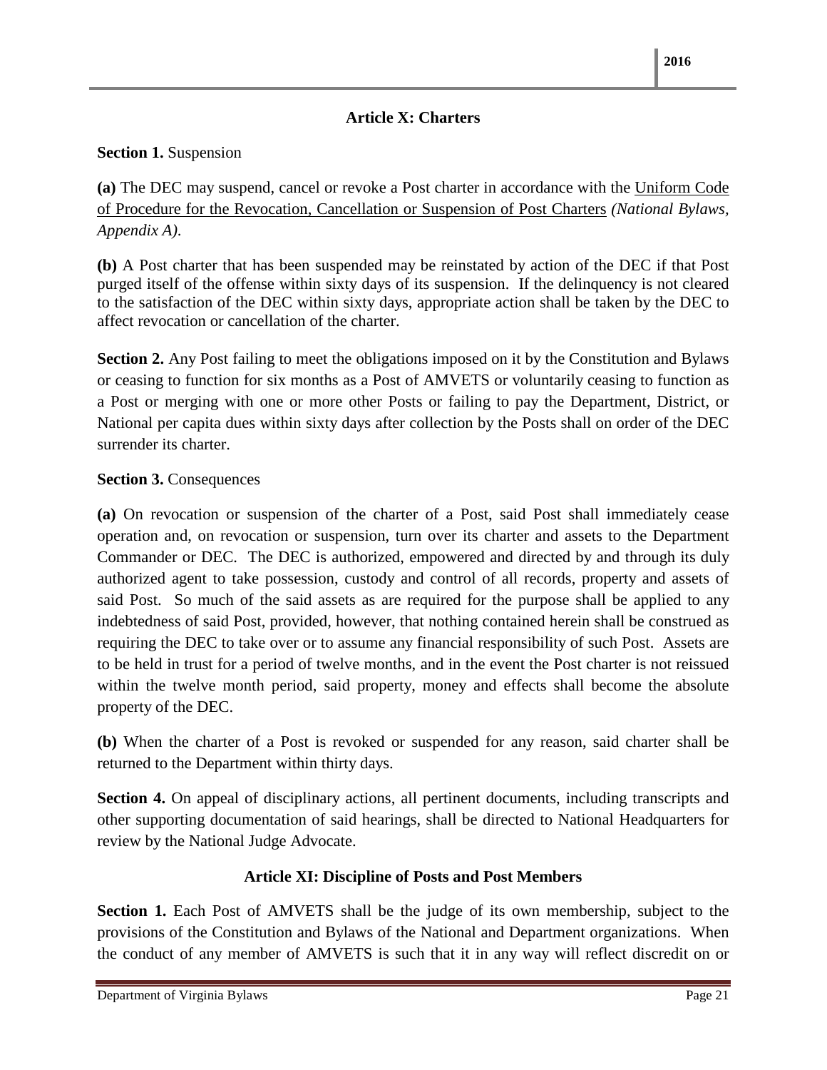## Article X: Charters

**Section 1.** Suspension

**(a)** The DEC may suspend, cancel or revoke a Post charter in accordance with the Uniform Code of Procedure for the Revocation, Cancellation or Suspension of Post Charters *(National Bylaws, Appendix A)*.

**(b)** A Post charter that has been suspended may be reinstated by action of the DEC if that Post purged itself of the offense within sixty days of its suspension. If the delinquency is not cleared to the satisfaction of the DEC within sixty days, appropriate action shall be taken by the DEC to affect revocation or cancellation of the charter.

**Section 2.** Any Post failing to meet the obligations imposed on it by the Constitution and Bylaws or ceasing to function for six months as a Post of AMVETS or voluntarily ceasing to function as a Post or merging with one or more other Posts or failing to pay the Department, District, or National per capita dues within sixty days after collection by the Posts shall on order of the DEC surrender its charter.

**Section 3.** Consequences

**(a)** On revocation or suspension of the charter of a Post, said Post shall immediately cease operation and, on revocation or suspension, turn over its charter and assets to the Department Commander or DEC. The DEC is authorized, empowered and directed by and through its duly authorized agent to take possession, custody and control of all records, property and assets of said Post. So much of the said assets as are required for the purpose shall be applied to any indebtedness of said Post, provided, however, that nothing contained herein shall be construed as requiring the DEC to take over or to assume any financial responsibility of such Post. Assets are to be held in trust for a period of twelve months, and in the event the Post charter is not reissued within the twelve month period, said property, money and effects shall become the absolute property of the DEC.

**(b)** When the charter of a Post is revoked or suspended for any reason, said charter shall be returned to the Department within thirty days.

**Section 4.** On appeal of disciplinary actions, all pertinent documents, including transcripts and other supporting documentation of said hearings, shall be directed to National Headquarters for review by the National Judge Advocate.

## Article XI: Discipline of Posts and Post Members

**Section 1.** Each Post of AMVETS shall be the judge of its own membership, subject to the provisions of the Constitution and Bylaws of the National and Department organizations. When the conduct of any member of AMVETS is such that it in any way will reflect discredit on or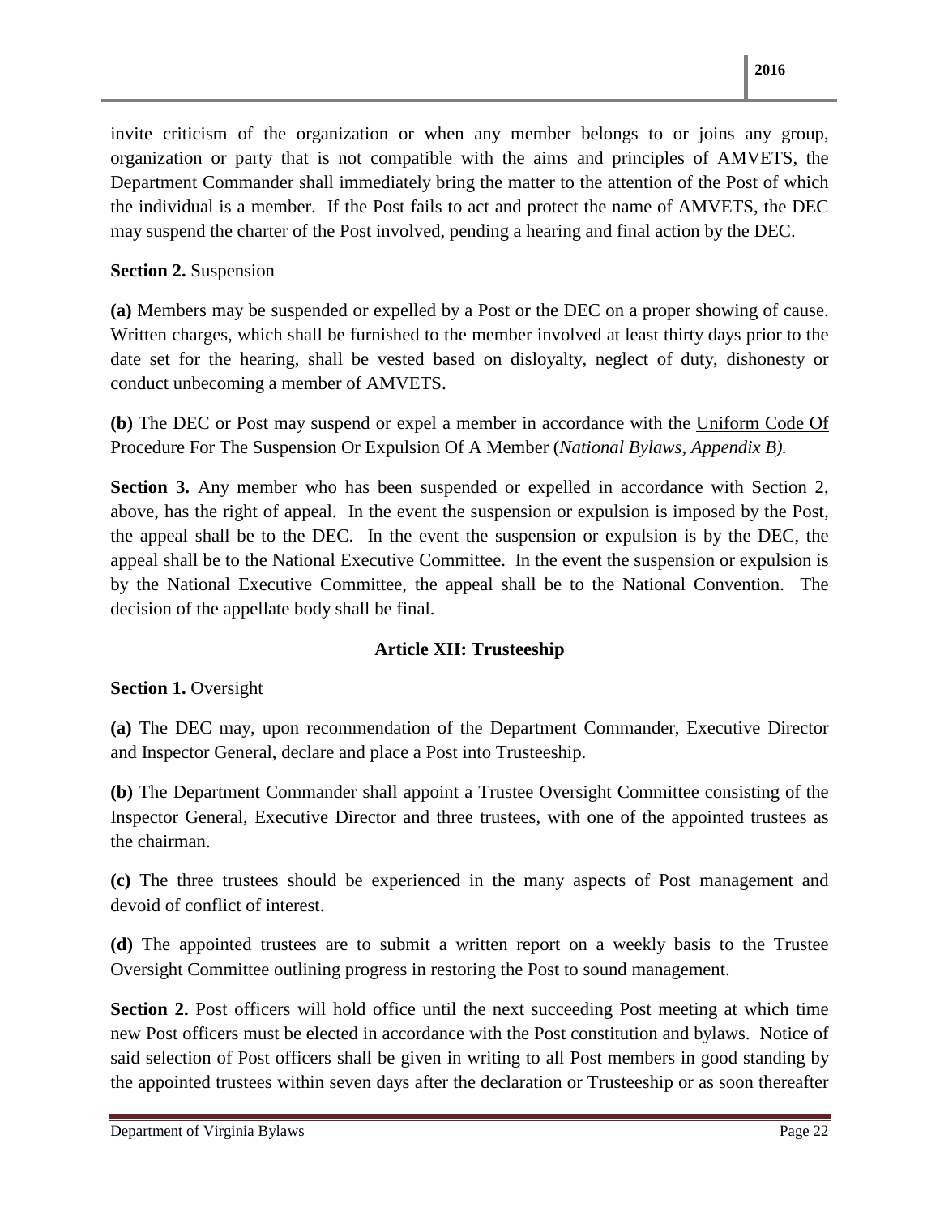invite criticism of the organization or when any member belongs to or joins any group, organization or party that is not compatible with the aims and principles of AMVETS, the Department Commander shall immediately bring the matter to the attention of the Post of which the individual is a member. If the Post fails to act and protect the name of AMVETS, the DEC may suspend the charter of the Post involved, pending a hearing and final action by the DEC.

**Section 2.** Suspension

**(a)** Members may be suspended or expelled by a Post or the DEC on a proper showing of cause. Written charges, which shall be furnished to the member involved at least thirty days prior to the date set for the hearing, shall be vested based on disloyalty, neglect of duty, dishonesty or conduct unbecoming a member of AMVETS.

**(b)** The DEC or Post may suspend or expel a member in accordance with the Uniform Code Of Procedure For The Suspension Or Expulsion Of A Member (*National Bylaws, Appendix B).*

**Section 3.** Any member who has been suspended or expelled in accordance with Section 2, above, has the right of appeal. In the event the suspension or expulsion is imposed by the Post, the appeal shall be to the DEC. In the event the suspension or expulsion is by the DEC, the appeal shall be to the National Executive Committee. In the event the suspension or expulsion is by the National Executive Committee, the appeal shall be to the National Convention. The decision of the appellate body shall be final.

## Article XII: Trusteeship

**Section 1.** Oversight

**(a)** The DEC may, upon recommendation of the Department Commander, Executive Director and Inspector General, declare and place a Post into Trusteeship.

**(b)** The Department Commander shall appoint a Trustee Oversight Committee consisting of the Inspector General, Executive Director and three trustees, with one of the appointed trustees as the chairman.

**(c)** The three trustees should be experienced in the many aspects of Post management and devoid of conflict of interest.

**(d)** The appointed trustees are to submit a written report on a weekly basis to the Trustee Oversight Committee outlining progress in restoring the Post to sound management.

**Section 2.** Post officers will hold office until the next succeeding Post meeting at which time new Post officers must be elected in accordance with the Post constitution and bylaws. Notice of said selection of Post officers shall be given in writing to all Post members in good standing by the appointed trustees within seven days after the declaration or Trusteeship or as soon thereafter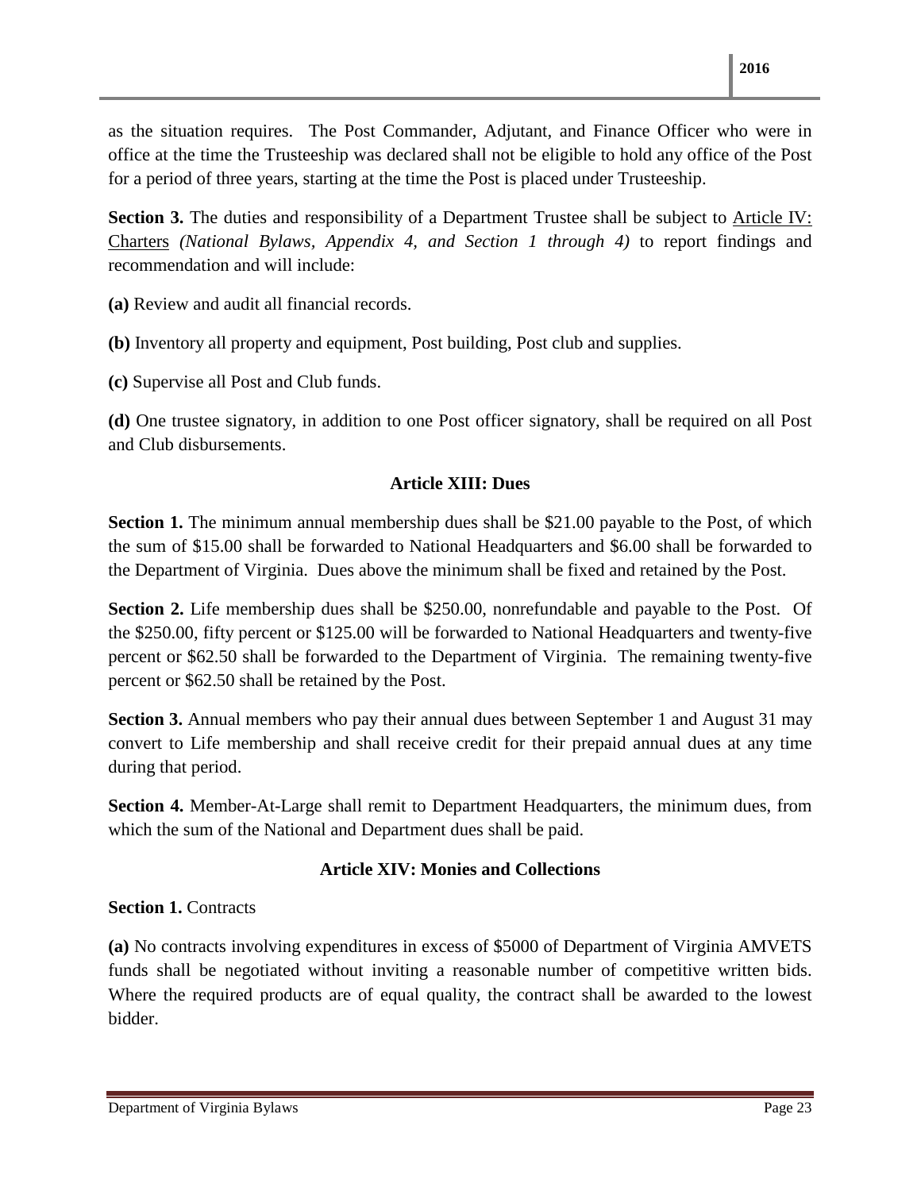as the situation requires. The Post Commander, Adjutant, and Finance Officer who were in office at the time the Trusteeship was declared shall not be eligible to hold any office of the Post for a period of three years, starting at the time the Post is placed under Trusteeship.

**Section 3.** The duties and responsibility of a Department Trustee shall be subject to Article IV: Charters *(National Bylaws, Appendix 4, and Section 1 through 4)* to report findings and recommendation and will include:

**(a)** Review and audit all financial records.

**(b)** Inventory all property and equipment, Post building, Post club and supplies.

**(c)** Supervise all Post and Club funds.

**(d)** One trustee signatory, in addition to one Post officer signatory, shall be required on all Post and Club disbursements.

## Article XIII: Dues

**Section 1.** The minimum annual membership dues shall be $21.00 payable to the Post, of which the sum of $15.00 shall be forwarded to National Headquarters and $6.00 shall be forwarded to the Department of Virginia. Dues above the minimum shall be fixed and retained by the Post.

**Section 2.** Life membership dues shall be $250.00, nonrefundable and payable to the Post. Of the $250.00, fifty percent or $125.00 will be forwarded to National Headquarters and twenty-five percent or $62.50 shall be forwarded to the Department of Virginia. The remaining twenty-five percent or $62.50 shall be retained by the Post.

**Section 3.** Annual members who pay their annual dues between September 1 and August 31 may convert to Life membership and shall receive credit for their prepaid annual dues at any time during that period.

**Section 4.** Member-At-Large shall remit to Department Headquarters, the minimum dues, from which the sum of the National and Department dues shall be paid.

## Article XIV: Monies and Collections

**Section 1.** Contracts

**(a)** No contracts involving expenditures in excess of $5000 of Department of Virginia AMVETS funds shall be negotiated without inviting a reasonable number of competitive written bids. Where the required products are of equal quality, the contract shall be awarded to the lowest bidder.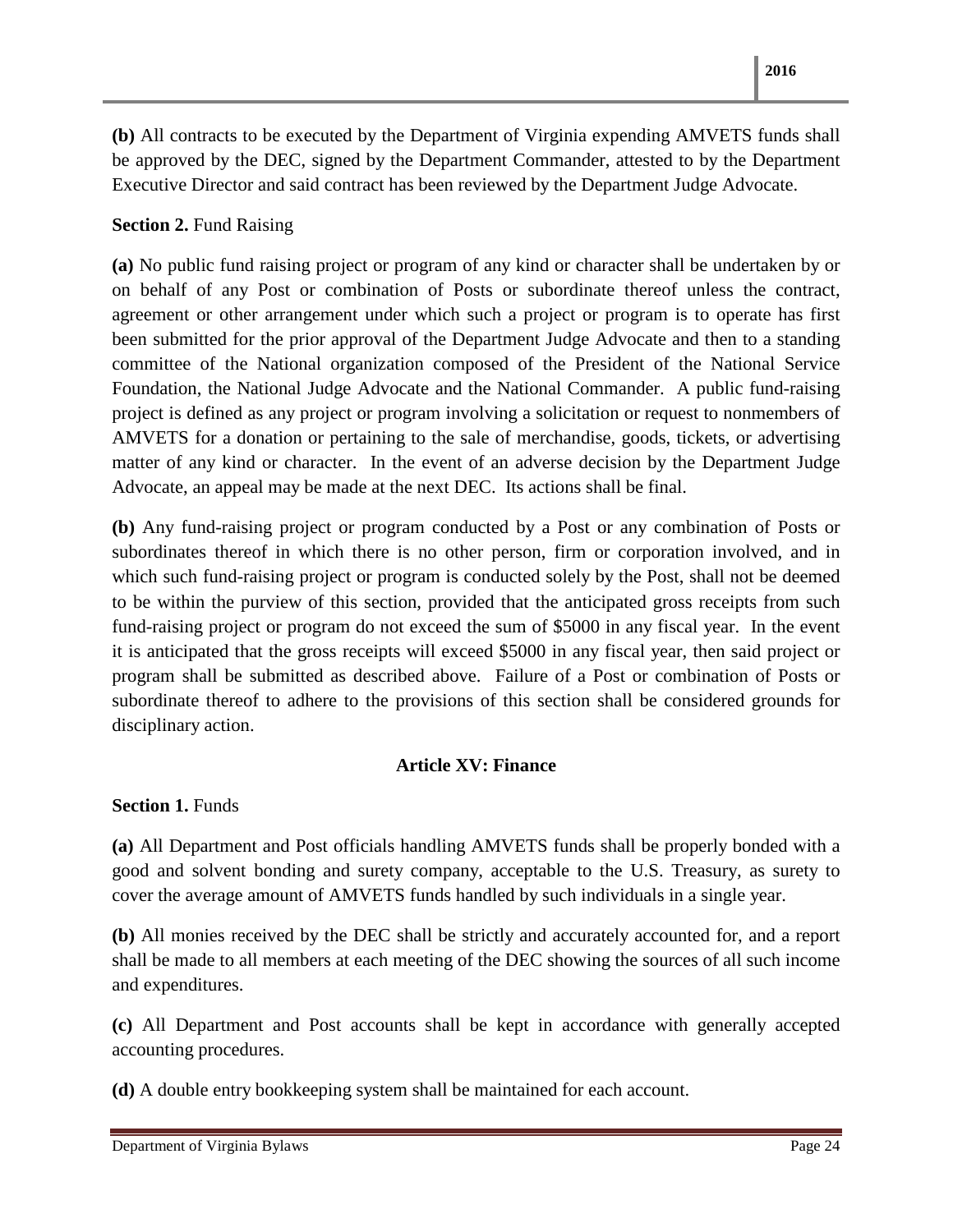**(b)** All contracts to be executed by the Department of Virginia expending AMVETS funds shall be approved by the DEC, signed by the Department Commander, attested to by the Department Executive Director and said contract has been reviewed by the Department Judge Advocate.

**Section 2.** Fund Raising

**(a)** No public fund raising project or program of any kind or character shall be undertaken by or on behalf of any Post or combination of Posts or subordinate thereof unless the contract, agreement or other arrangement under which such a project or program is to operate has first been submitted for the prior approval of the Department Judge Advocate and then to a standing committee of the National organization composed of the President of the National Service Foundation, the National Judge Advocate and the National Commander. A public fund-raising project is defined as any project or program involving a solicitation or request to nonmembers of AMVETS for a donation or pertaining to the sale of merchandise, goods, tickets, or advertising matter of any kind or character. In the event of an adverse decision by the Department Judge Advocate, an appeal may be made at the next DEC. Its actions shall be final.

**(b)** Any fund-raising project or program conducted by a Post or any combination of Posts or subordinates thereof in which there is no other person, firm or corporation involved, and in which such fund-raising project or program is conducted solely by the Post, shall not be deemed to be within the purview of this section, provided that the anticipated gross receipts from such fund-raising project or program do not exceed the sum of $5000 in any fiscal year. In the event it is anticipated that the gross receipts will exceed $5000 in any fiscal year, then said project or program shall be submitted as described above. Failure of a Post or combination of Posts or subordinate thereof to adhere to the provisions of this section shall be considered grounds for disciplinary action.

## Article XV: Finance

**Section 1.** Funds

**(a)** All Department and Post officials handling AMVETS funds shall be properly bonded with a good and solvent bonding and surety company, acceptable to the U.S. Treasury, as surety to cover the average amount of AMVETS funds handled by such individuals in a single year.

**(b)** All monies received by the DEC shall be strictly and accurately accounted for, and a report shall be made to all members at each meeting of the DEC showing the sources of all such income and expenditures.

**(c)** All Department and Post accounts shall be kept in accordance with generally accepted accounting procedures.

**(d)** A double entry bookkeeping system shall be maintained for each account.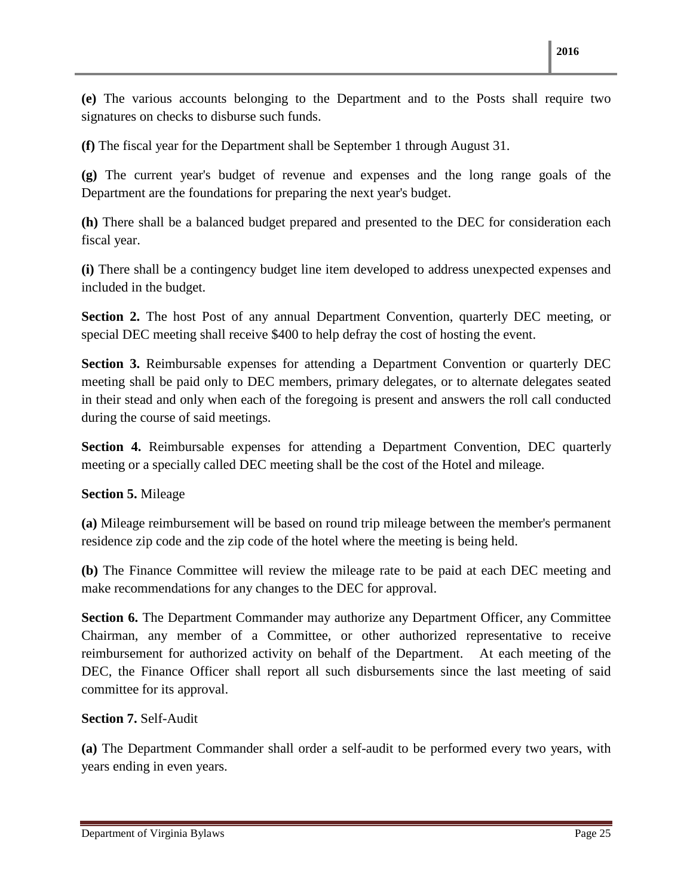**(e)** The various accounts belonging to the Department and to the Posts shall require two signatures on checks to disburse such funds.

**(f)** The fiscal year for the Department shall be September 1 through August 31.

**(g)** The current year's budget of revenue and expenses and the long range goals of the Department are the foundations for preparing the next year's budget.

**(h)** There shall be a balanced budget prepared and presented to the DEC for consideration each fiscal year.

**(i)** There shall be a contingency budget line item developed to address unexpected expenses and included in the budget.

**Section 2.** The host Post of any annual Department Convention, quarterly DEC meeting, or special DEC meeting shall receive $400 to help defray the cost of hosting the event.

**Section 3.** Reimbursable expenses for attending a Department Convention or quarterly DEC meeting shall be paid only to DEC members, primary delegates, or to alternate delegates seated in their stead and only when each of the foregoing is present and answers the roll call conducted during the course of said meetings.

**Section 4.** Reimbursable expenses for attending a Department Convention, DEC quarterly meeting or a specially called DEC meeting shall be the cost of the Hotel and mileage.

**Section 5.** Mileage

**(a)** Mileage reimbursement will be based on round trip mileage between the member's permanent residence zip code and the zip code of the hotel where the meeting is being held.

**(b)** The Finance Committee will review the mileage rate to be paid at each DEC meeting and make recommendations for any changes to the DEC for approval.

**Section 6.** The Department Commander may authorize any Department Officer, any Committee Chairman, any member of a Committee, or other authorized representative to receive reimbursement for authorized activity on behalf of the Department. At each meeting of the DEC, the Finance Officer shall report all such disbursements since the last meeting of said committee for its approval.

**Section 7.** Self-Audit

**(a)** The Department Commander shall order a self-audit to be performed every two years, with years ending in even years.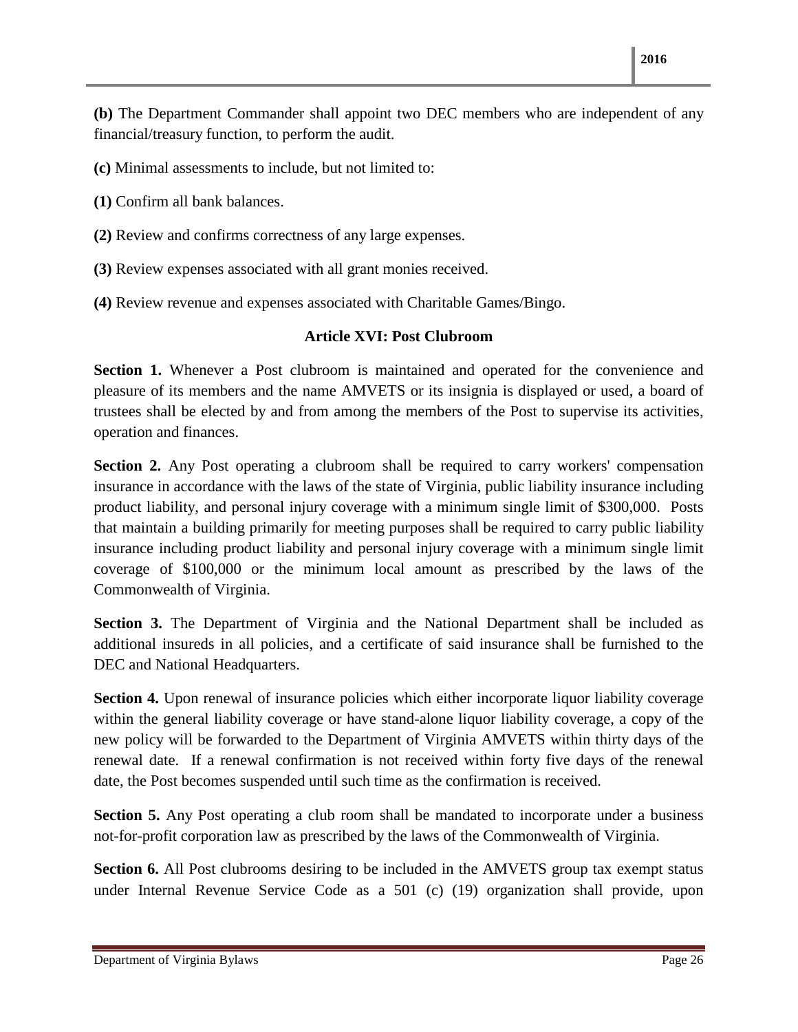**(b)** The Department Commander shall appoint two DEC members who are independent of any financial/treasury function, to perform the audit.

**(c)** Minimal assessments to include, but not limited to:

**(1)** Confirm all bank balances.

**(2)** Review and confirms correctness of any large expenses.

**(3)** Review expenses associated with all grant monies received.

**(4)** Review revenue and expenses associated with Charitable Games/Bingo.

## Article XVI: Post Clubroom

**Section 1.** Whenever a Post clubroom is maintained and operated for the convenience and pleasure of its members and the name AMVETS or its insignia is displayed or used, a board of trustees shall be elected by and from among the members of the Post to supervise its activities, operation and finances.

**Section 2.** Any Post operating a clubroom shall be required to carry workers' compensation insurance in accordance with the laws of the state of Virginia, public liability insurance including product liability, and personal injury coverage with a minimum single limit of $300,000. Posts that maintain a building primarily for meeting purposes shall be required to carry public liability insurance including product liability and personal injury coverage with a minimum single limit coverage of $100,000 or the minimum local amount as prescribed by the laws of the Commonwealth of Virginia.

**Section 3.** The Department of Virginia and the National Department shall be included as additional insureds in all policies, and a certificate of said insurance shall be furnished to the DEC and National Headquarters.

**Section 4.** Upon renewal of insurance policies which either incorporate liquor liability coverage within the general liability coverage or have stand-alone liquor liability coverage, a copy of the new policy will be forwarded to the Department of Virginia AMVETS within thirty days of the renewal date. If a renewal confirmation is not received within forty five days of the renewal date, the Post becomes suspended until such time as the confirmation is received.

**Section 5.** Any Post operating a club room shall be mandated to incorporate under a business not-for-profit corporation law as prescribed by the laws of the Commonwealth of Virginia.

**Section 6.** All Post clubrooms desiring to be included in the AMVETS group tax exempt status under Internal Revenue Service Code as a 501 (c) (19) organization shall provide, upon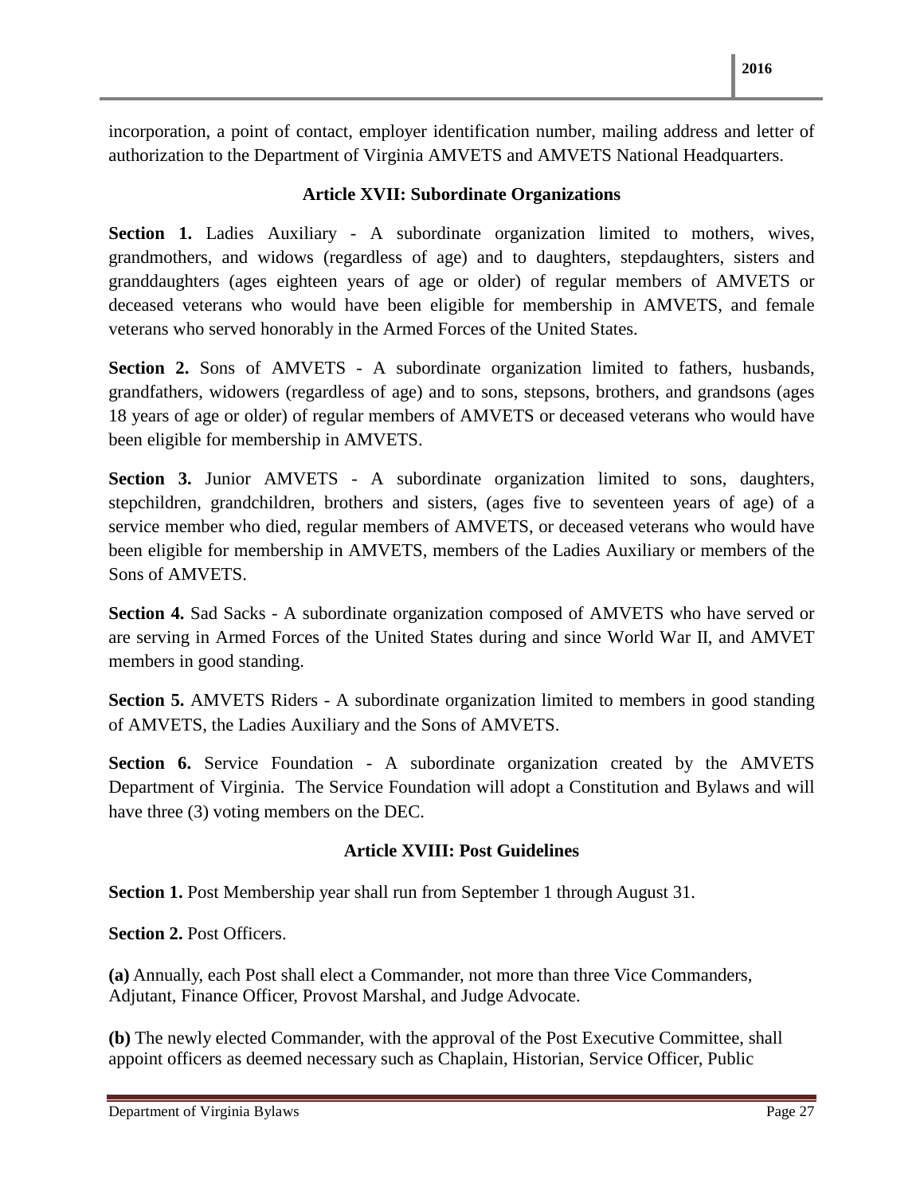incorporation, a point of contact, employer identification number, mailing address and letter of authorization to the Department of Virginia AMVETS and AMVETS National Headquarters.

### Article XVII: Subordinate Organizations

**Section 1.** Ladies Auxiliary - A subordinate organization limited to mothers, wives, grandmothers, and widows (regardless of age) and to daughters, stepdaughters, sisters and granddaughters (ages eighteen years of age or older) of regular members of AMVETS or deceased veterans who would have been eligible for membership in AMVETS, and female veterans who served honorably in the Armed Forces of the United States.

**Section 2.** Sons of AMVETS - A subordinate organization limited to fathers, husbands, grandfathers, widowers (regardless of age) and to sons, stepsons, brothers, and grandsons (ages 18 years of age or older) of regular members of AMVETS or deceased veterans who would have been eligible for membership in AMVETS.

**Section 3.** Junior AMVETS - A subordinate organization limited to sons, daughters, stepchildren, grandchildren, brothers and sisters, (ages five to seventeen years of age) of a service member who died, regular members of AMVETS, or deceased veterans who would have been eligible for membership in AMVETS, members of the Ladies Auxiliary or members of the Sons of AMVETS.

**Section 4.** Sad Sacks - A subordinate organization composed of AMVETS who have served or are serving in Armed Forces of the United States during and since World War II, and AMVET members in good standing.

**Section 5.** AMVETS Riders - A subordinate organization limited to members in good standing of AMVETS, the Ladies Auxiliary and the Sons of AMVETS.

**Section 6.** Service Foundation - A subordinate organization created by the AMVETS Department of Virginia. The Service Foundation will adopt a Constitution and Bylaws and will have three (3) voting members on the DEC.

### Article XVIII: Post Guidelines

**Section 1.** Post Membership year shall run from September 1 through August 31.

**Section 2.** Post Officers.

**(a)** Annually, each Post shall elect a Commander, not more than three Vice Commanders, Adjutant, Finance Officer, Provost Marshal, and Judge Advocate.

**(b)** The newly elected Commander, with the approval of the Post Executive Committee, shall appoint officers as deemed necessary such as Chaplain, Historian, Service Officer, Public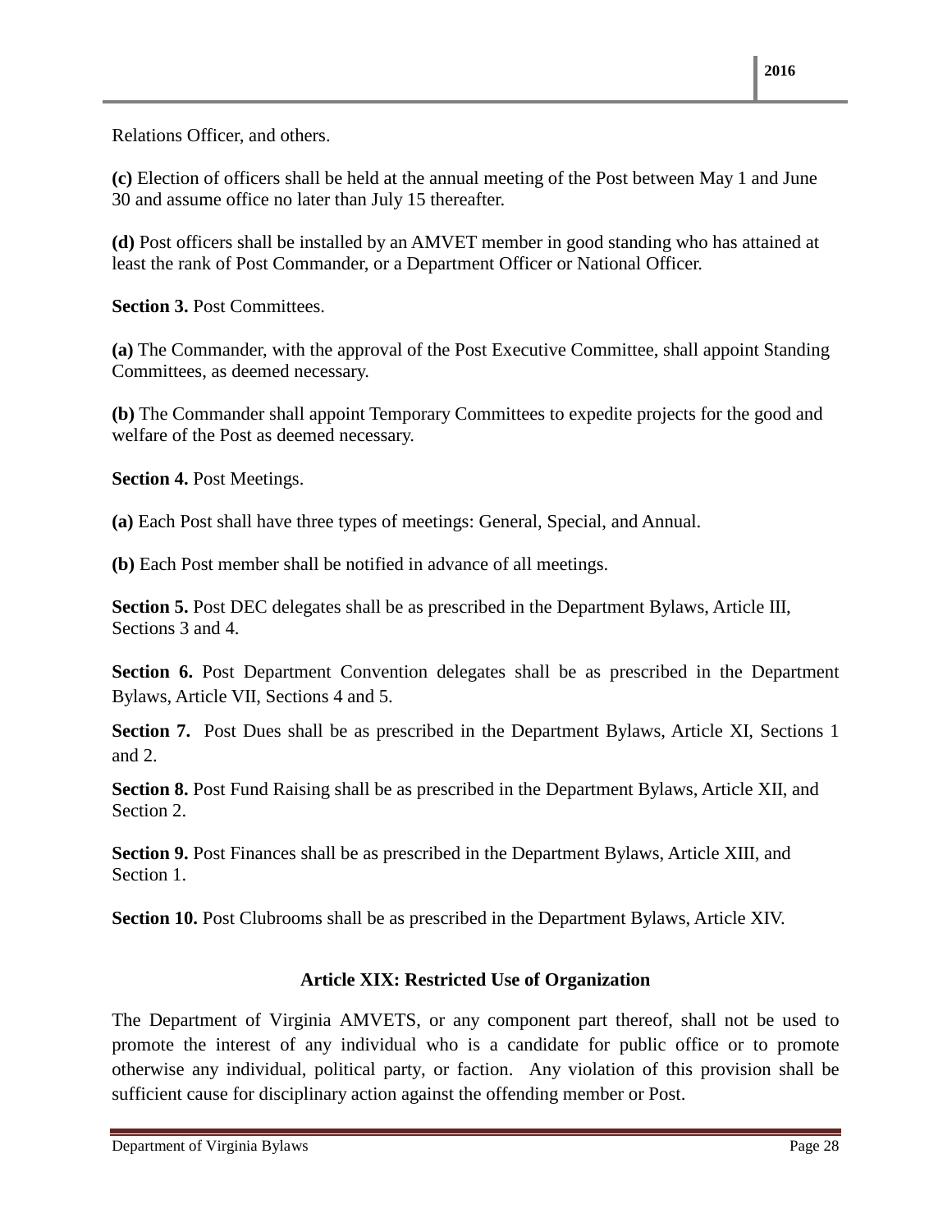Relations Officer, and others.

**(c)** Election of officers shall be held at the annual meeting of the Post between May 1 and June 30 and assume office no later than July 15 thereafter.

**(d)** Post officers shall be installed by an AMVET member in good standing who has attained at least the rank of Post Commander, or a Department Officer or National Officer.

**Section 3.** Post Committees.

**(a)** The Commander, with the approval of the Post Executive Committee, shall appoint Standing Committees, as deemed necessary.

**(b)** The Commander shall appoint Temporary Committees to expedite projects for the good and welfare of the Post as deemed necessary.

**Section 4.** Post Meetings.

**(a)** Each Post shall have three types of meetings: General, Special, and Annual.

**(b)** Each Post member shall be notified in advance of all meetings.

**Section 5.** Post DEC delegates shall be as prescribed in the Department Bylaws, Article III, Sections 3 and 4.

**Section 6.** Post Department Convention delegates shall be as prescribed in the Department Bylaws, Article VII, Sections 4 and 5.

**Section 7.** Post Dues shall be as prescribed in the Department Bylaws, Article XI, Sections 1 and 2.

**Section 8.** Post Fund Raising shall be as prescribed in the Department Bylaws, Article XII, and Section 2.

**Section 9.** Post Finances shall be as prescribed in the Department Bylaws, Article XIII, and Section 1.

**Section 10.** Post Clubrooms shall be as prescribed in the Department Bylaws, Article XIV.

## Article XIX: Restricted Use of Organization

The Department of Virginia AMVETS, or any component part thereof, shall not be used to promote the interest of any individual who is a candidate for public office or to promote otherwise any individual, political party, or faction. Any violation of this provision shall be sufficient cause for disciplinary action against the offending member or Post.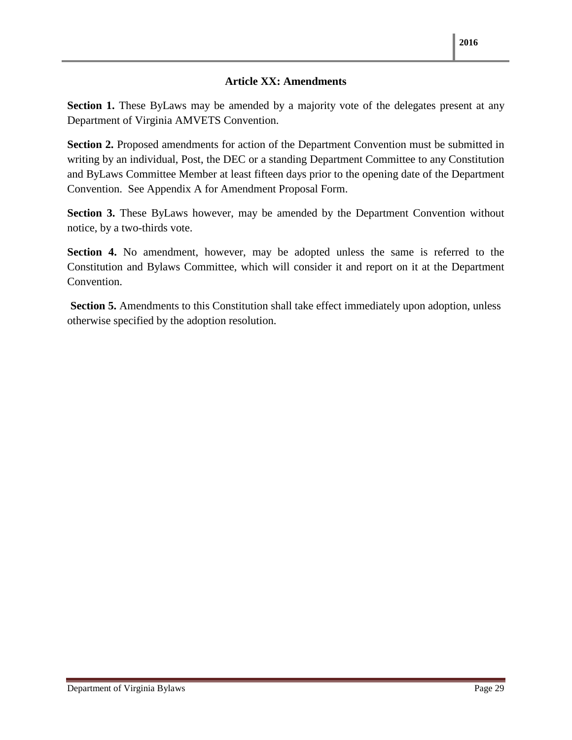## Article XX: Amendments

**Section 1.** These ByLaws may be amended by a majority vote of the delegates present at any Department of Virginia AMVETS Convention.

**Section 2.** Proposed amendments for action of the Department Convention must be submitted in writing by an individual, Post, the DEC or a standing Department Committee to any Constitution and ByLaws Committee Member at least fifteen days prior to the opening date of the Department Convention. See Appendix A for Amendment Proposal Form.

**Section 3.** These ByLaws however, may be amended by the Department Convention without notice, by a two-thirds vote.

**Section 4.** No amendment, however, may be adopted unless the same is referred to the Constitution and Bylaws Committee, which will consider it and report on it at the Department Convention.

**Section 5.** Amendments to this Constitution shall take effect immediately upon adoption, unless otherwise specified by the adoption resolution.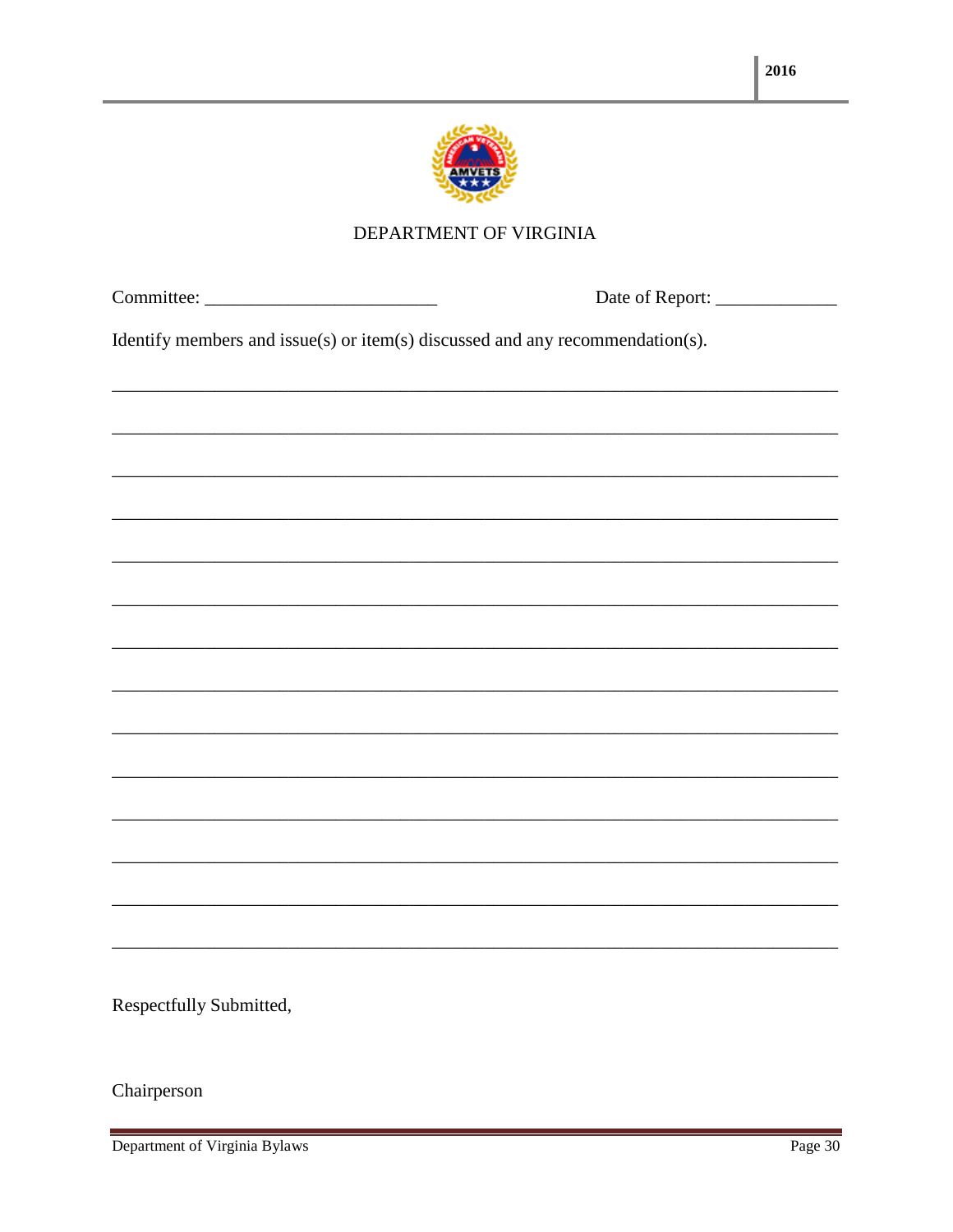DEPARTMENT OF VIRGINIA

Committee: ________________________ Date of Report: ____________

Identify members and issue(s) or item(s) discussed and any recommendation(s).

___________________________________________________________________________

___________________________________________________________________________

___________________________________________________________________________

___________________________________________________________________________

___________________________________________________________________________

___________________________________________________________________________

___________________________________________________________________________

___________________________________________________________________________

___________________________________________________________________________

___________________________________________________________________________

___________________________________________________________________________

___________________________________________________________________________

___________________________________________________________________________

___________________________________________________________________________

Respectfully Submitted,

Chairperson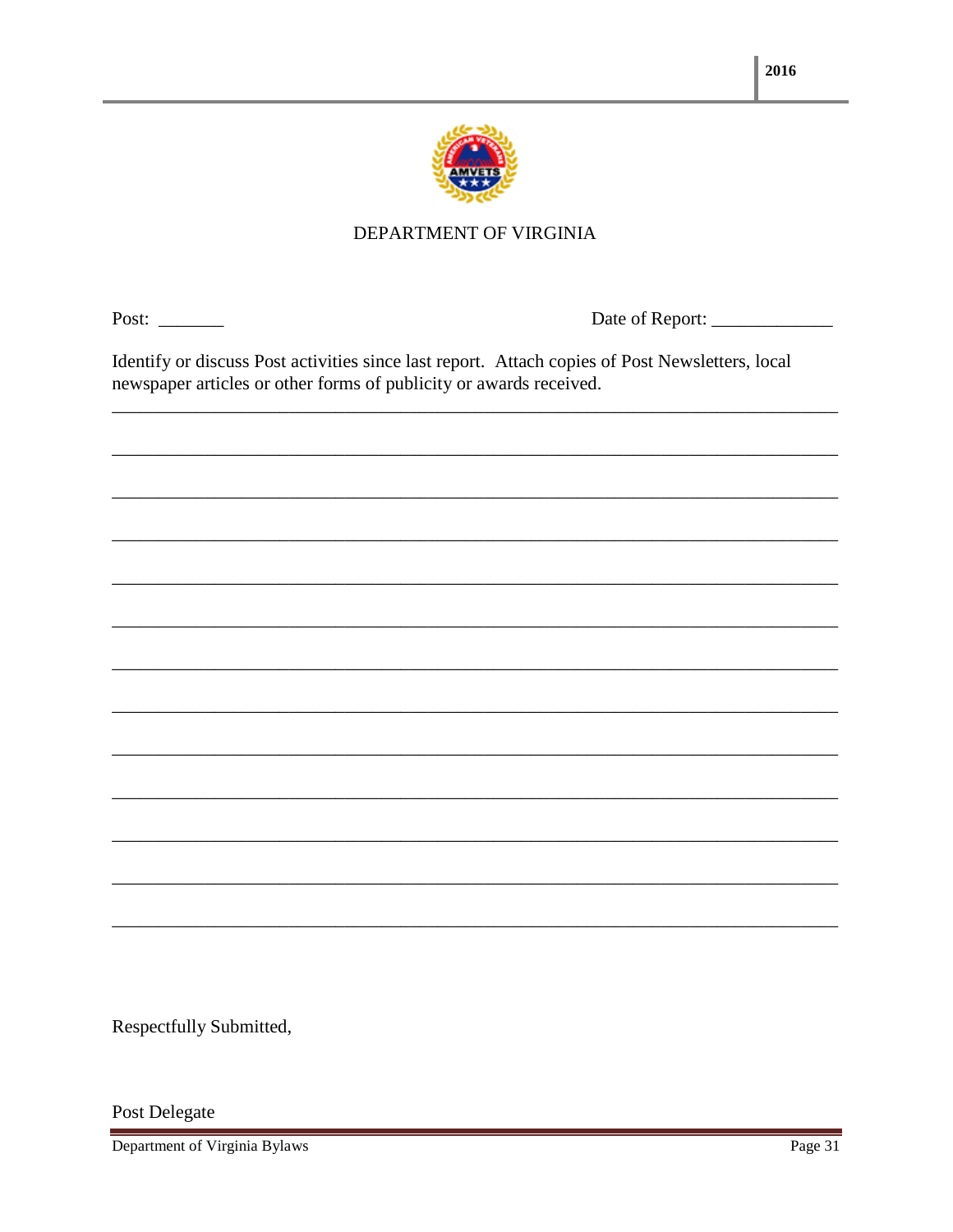DEPARTMENT OF VIRGINIA

Post: _______ Date of Report: _____________

Identify or discuss Post activities since last report. Attach copies of Post Newsletters, local newspaper articles or other forms of publicity or awards received.

_______________________________________________________________________________

_______________________________________________________________________________

_______________________________________________________________________________

_______________________________________________________________________________

_______________________________________________________________________________

_______________________________________________________________________________

_______________________________________________________________________________

_______________________________________________________________________________

_______________________________________________________________________________

_______________________________________________________________________________

_______________________________________________________________________________

_______________________________________________________________________________

_______________________________________________________________________________

Respectfully Submitted,

Post Delegate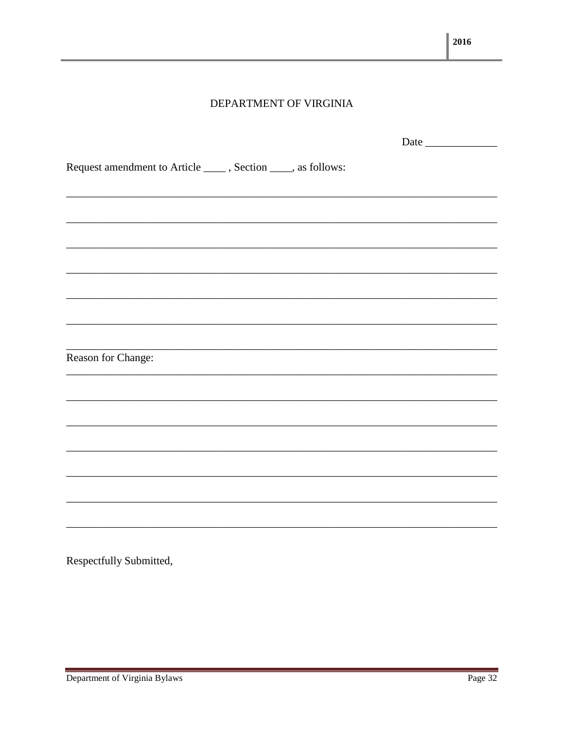DEPARTMENT OF VIRGINIA

Date _____________

Request amendment to Article ____ , Section ____, as follows:

_______________________________________________________________________________

_______________________________________________________________________________

_______________________________________________________________________________

_______________________________________________________________________________

_______________________________________________________________________________

_______________________________________________________________________________

_______________________________________________________________________________

Reason for Change:

_______________________________________________________________________________

_______________________________________________________________________________

_______________________________________________________________________________

_______________________________________________________________________________

_______________________________________________________________________________

_______________________________________________________________________________

_______________________________________________________________________________

Respectfully Submitted,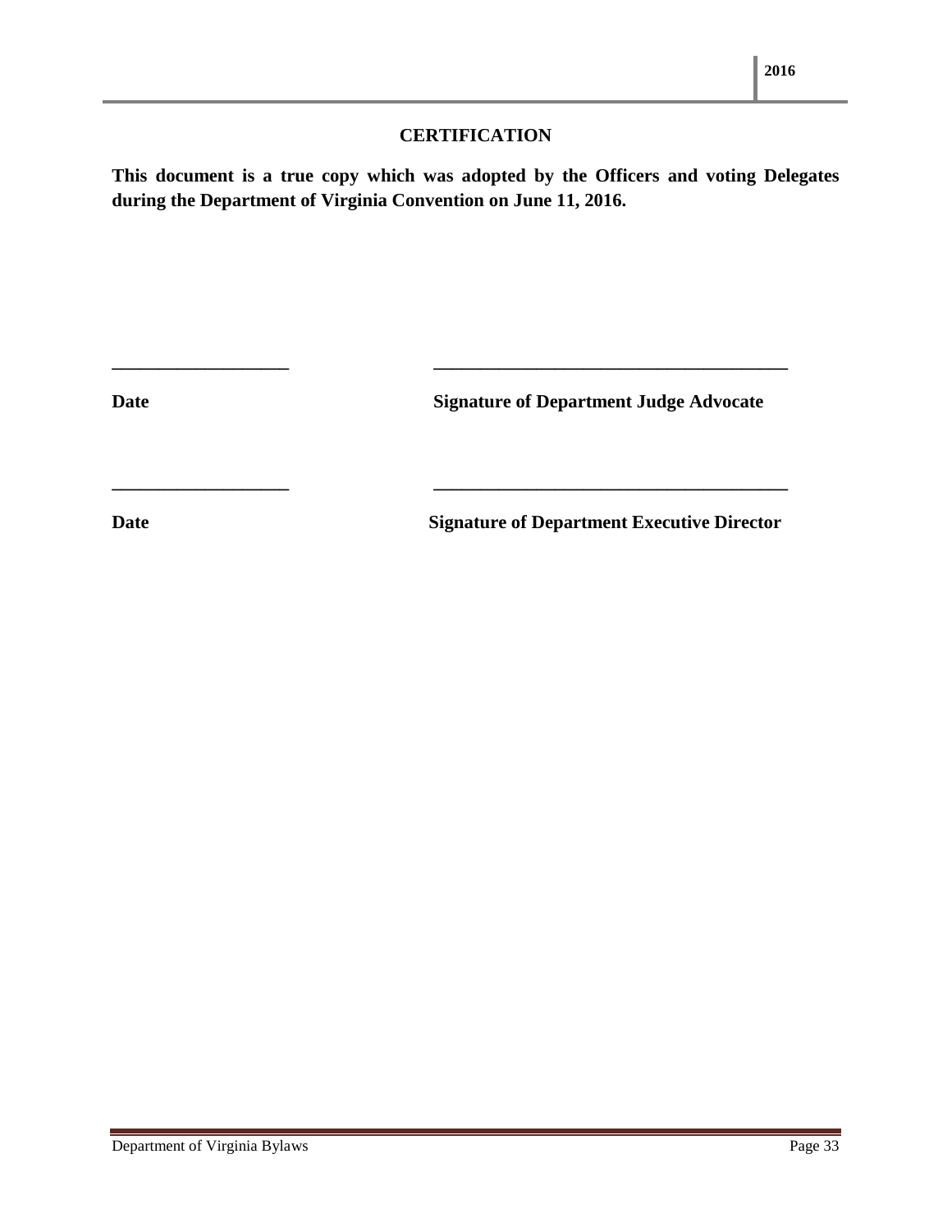## CERTIFICATION

**This document is a true copy which was adopted by the Officers and voting Delegates during the Department of Virginia Convention on June 11, 2016.**

| | |
|---|---|
| ___________________ | _______________________________________ |
| **Date** | **Signature of Department Judge Advocate** |
| ___________________ | _______________________________________ |
| **Date** | **Signature of Department Executive Director** |